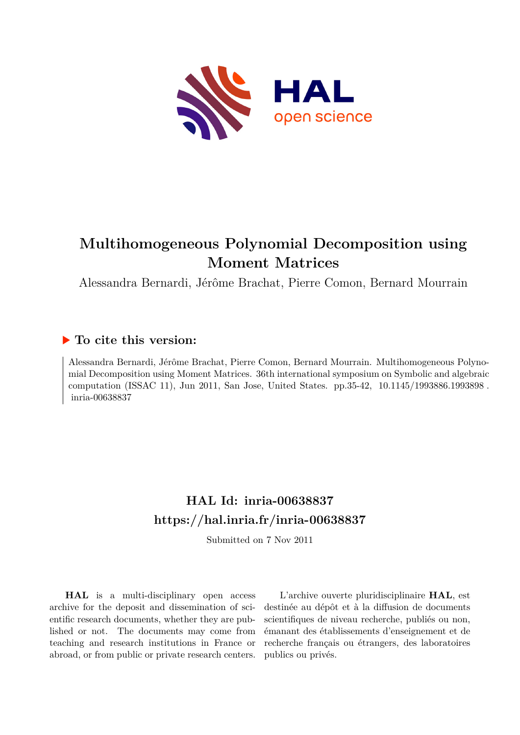# Multihomogeneous Polynomial Decomposition using Moment Matrices

Alessandra Bernardi, Jérôme Brachat, Pierre Comon, Bernard Mourrain

## ▶ To cite this version:

Alessandra Bernardi, Jérôme Brachat, Pierre Comon, Bernard Mourrain. Multihomogeneous Polynomial Decomposition using Moment Matrices. 36th international symposium on Symbolic and algebraic computation (ISSAC 11), Jun 2011, San Jose, United States. pp.35-42, 10.1145/1993886.1993898. inria-00638837

## HAL Id: inria-00638837
## https://hal.inria.fr/inria-00638837

Submitted on 7 Nov 2011

**HAL** is a multi-disciplinary open access archive for the deposit and dissemination of scientific research documents, whether they are published or not. The documents may come from teaching and research institutions in France or abroad, or from public or private research centers.

L'archive ouverte pluridisciplinaire **HAL**, est destinée au dépôt et à la diffusion de documents scientifiques de niveau recherche, publiés ou non, émanant des établissements d'enseignement et de recherche français ou étrangers, des laboratoires publics ou privés.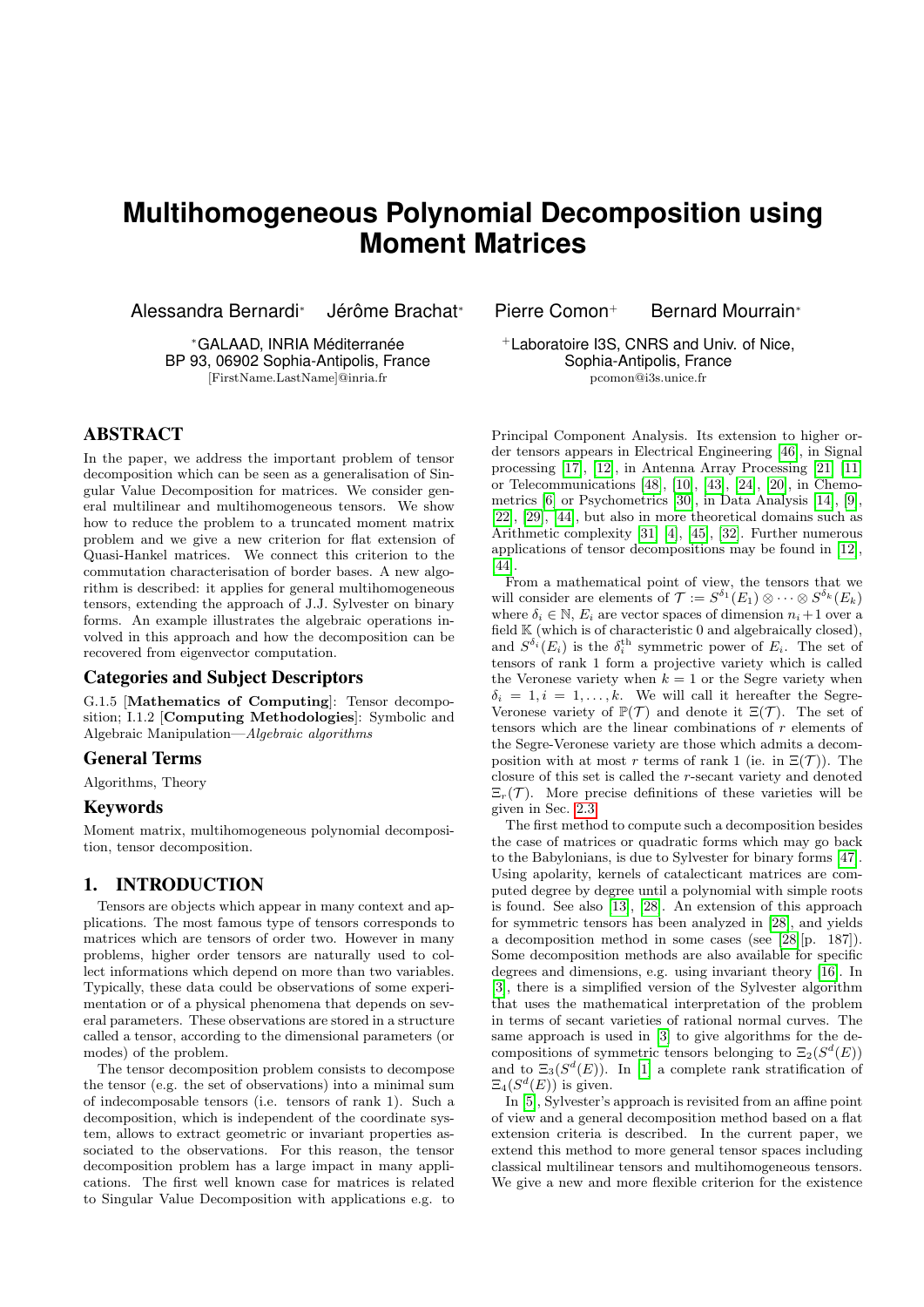# Multihomogeneous Polynomial Decomposition using Moment Matrices

Alessandra Bernardi* Jérôme Brachat* Pierre Comon+ Bernard Mourrain*

*GALAAD, INRIA Méditerranée
BP 93, 06902 Sophia-Antipolis, France
[FirstName.LastName]@inria.fr

+Laboratoire I3S, CNRS and Univ. of Nice,
Sophia-Antipolis, France
pcomon@i3s.unice.fr

## ABSTRACT

In the paper, we address the important problem of tensor decomposition which can be seen as a generalisation of Singular Value Decomposition for matrices. We consider general multilinear and multihomogeneous tensors. We show how to reduce the problem to a truncated moment matrix problem and we give a new criterion for flat extension of Quasi-Hankel matrices. We connect this criterion to the commutation characterisation of border bases. A new algorithm is described: it applies for general multihomogeneous tensors, extending the approach of J.J. Sylvester on binary forms. An example illustrates the algebraic operations involved in this approach and how the decomposition can be recovered from eigenvector computation.

## Categories and Subject Descriptors

G.1.5 [**Mathematics of Computing**]: Tensor decomposition; I.1.2 [**Computing Methodologies**]: Symbolic and Algebraic Manipulation—*Algebraic algorithms*

## General Terms

Algorithms, Theory

## Keywords

Moment matrix, multihomogeneous polynomial decomposition, tensor decomposition.

## 1. INTRODUCTION

Tensors are objects which appear in many context and applications. The most famous type of tensors corresponds to matrices which are tensors of order two. However in many problems, higher order tensors are naturally used to collect informations which depend on more than two variables. Typically, these data could be observations of some experimentation or of a physical phenomena that depends on several parameters. These observations are stored in a structure called a tensor, according to the dimensional parameters (or modes) of the problem.

The tensor decomposition problem consists to decompose the tensor (e.g. the set of observations) into a minimal sum of indecomposable tensors (i.e. tensors of rank 1). Such a decomposition, which is independent of the coordinate system, allows to extract geometric or invariant properties associated to the observations. For this reason, the tensor decomposition problem has a large impact in many applications. The first well known case for matrices is related to Singular Value Decomposition with applications e.g. to Principal Component Analysis. Its extension to higher order tensors appears in Electrical Engineering [46], in Signal processing [17], [12], in Antenna Array Processing [21] [11] or Telecommunications [48], [10], [43], [24], [20], in Chemometrics [6] or Psychometrics [30], in Data Analysis [14], [9], [22], [29], [44], but also in more theoretical domains such as Arithmetic complexity [31] [4], [45], [32]. Further numerous applications of tensor decompositions may be found in [12], [44].

From a mathematical point of view, the tensors that we will consider are elements of $\mathcal{T} := S^{\delta_1}(E_1) \otimes \cdots \otimes S^{\delta_k}(E_k)$ where $\delta_i \in \mathbb{N}$, $E_i$ are vector spaces of dimension $n_i+1$ over a field $\mathbb{K}$ (which is of characteristic 0 and algebraically closed), and $S^{\delta_i}(E_i)$ is the $\delta_i^{\text{th}}$ symmetric power of $E_i$. The set of tensors of rank 1 form a projective variety which is called the Veronese variety when $k = 1$ or the Segre variety when $\delta_i = 1, i = 1, \ldots, k$. We will call it hereafter the Segre-Veronese variety of $\mathbb{P}(\mathcal{T})$ and denote it $\Xi(\mathcal{T})$. The set of tensors which are the linear combinations of $r$ elements of the Segre-Veronese variety are those which admits a decomposition with at most $r$ terms of rank 1 (ie. in $\Xi(\mathcal{T})$). The closure of this set is called the $r$-secant variety and denoted $\Xi_r(\mathcal{T})$. More precise definitions of these varieties will be given in Sec. 2.3.

The first method to compute such a decomposition besides the case of matrices or quadratic forms which may go back to the Babylonians, is due to Sylvester for binary forms [47]. Using apolarity, kernels of catalecticant matrices are computed degree by degree until a polynomial with simple roots is found. See also [13], [28]. An extension of this approach for symmetric tensors has been analyzed in [28], and yields a decomposition method in some cases (see [28][p. 187]). Some decomposition methods are also available for specific degrees and dimensions, e.g. using invariant theory [16]. In [3], there is a simplified version of the Sylvester algorithm that uses the mathematical interpretation of the problem in terms of secant varieties of rational normal curves. The same approach is used in [3] to give algorithms for the decompositions of symmetric tensors belonging to $\Xi_2(S^d(E))$ and to $\Xi_3(S^d(E))$. In [1] a complete rank stratification of $\Xi_4(S^d(E))$ is given.

In [5], Sylvester's approach is revisited from an affine point of view and a general decomposition method based on a flat extension criteria is described. In the current paper, we extend this method to more general tensor spaces including classical multilinear tensors and multihomogeneous tensors. We give a new and more flexible criterion for the existence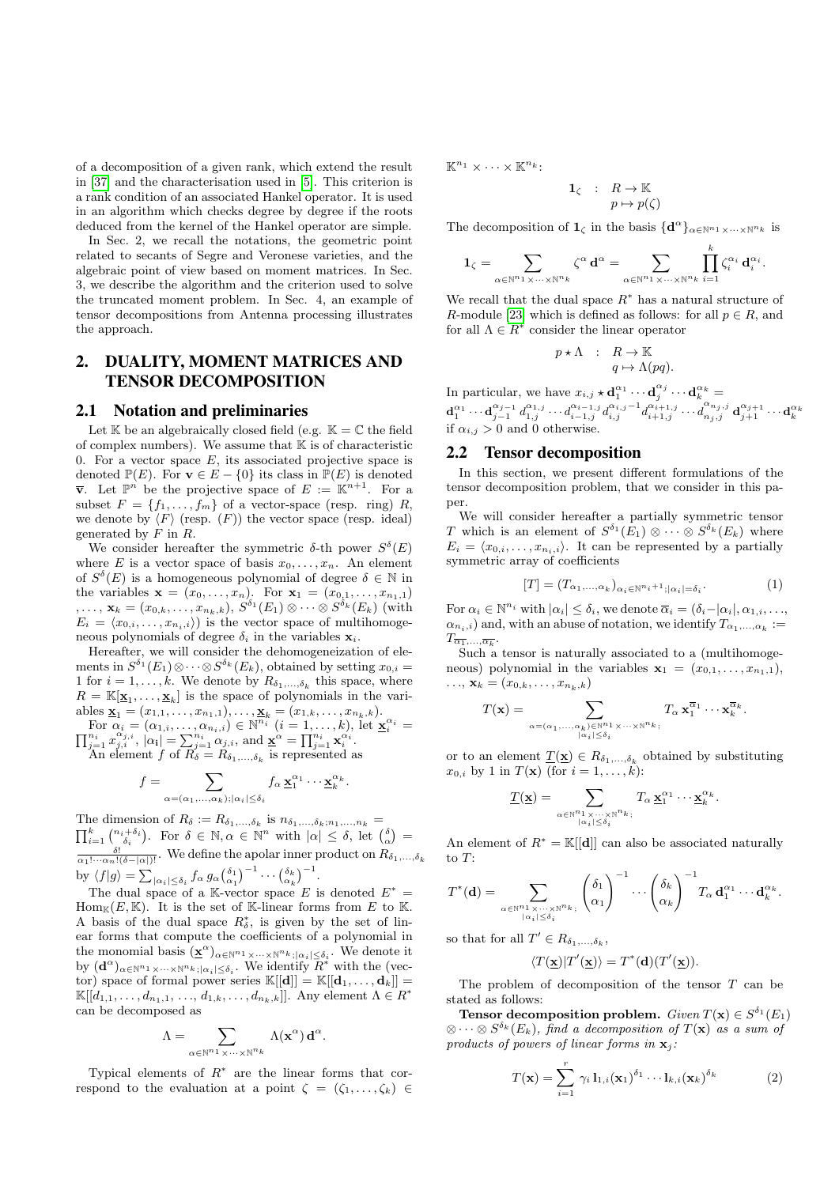of a decomposition of a given rank, which extend the result in [37] and the characterisation used in [5]. This criterion is a rank condition of an associated Hankel operator. It is used in an algorithm which checks degree by degree if the roots deduced from the kernel of the Hankel operator are simple.

In Sec. 2, we recall the notations, the geometric point related to secants of Segre and Veronese varieties, and the algebraic point of view based on moment matrices. In Sec. 3, we describe the algorithm and the criterion used to solve the truncated moment problem. In Sec. 4, an example of tensor decompositions from Antenna processing illustrates the approach.

## 2. DUALITY, MOMENT MATRICES AND TENSOR DECOMPOSITION

### 2.1 Notation and preliminaries

Let $\mathbb{K}$ be an algebraically closed field (e.g. $\mathbb{K} = \mathbb{C}$ the field of complex numbers). We assume that $\mathbb{K}$ is of characteristic 0. For a vector space $E$, its associated projective space is denoted $\mathbb{P}(E)$. For $\mathbf{v} \in E - \{0\}$ its class in $\mathbb{P}(E)$ is denoted $\overline{\mathbf{v}}$. Let $\mathbb{P}^n$ be the projective space of $E := \mathbb{K}^{n+1}$. For a subset $F = \{f_1, \ldots, f_m\}$ of a vector-space (resp. ring) $R$, we denote by $\langle F \rangle$ (resp. $(F)$) the vector space (resp. ideal) generated by $F$ in $R$.

We consider hereafter the symmetric $\delta$-th power $S^\delta(E)$ where $E$ is a vector space of basis $x_0, \ldots, x_n$. An element of $S^\delta(E)$ is a homogeneous polynomial of degree $\delta \in \mathbb{N}$ in the variables $\mathbf{x} = (x_0, \ldots, x_n)$. For $\mathbf{x}_1 = (x_{0,1}, \ldots, x_{n_1,1})$ $, \ldots, \mathbf{x}_k = (x_{0,k}, \ldots, x_{n_k,k})$, $S^{\delta_1}(E_1) \otimes \cdots \otimes S^{\delta_k}(E_k)$ (with $E_i = \langle x_{0,i}, \ldots, x_{n_i,i} \rangle$) is the vector space of multihomogeneous polynomials of degree $\delta_i$ in the variables $\mathbf{x}_i$.

Hereafter, we will consider the dehomogeneization of elements in $S^{\delta_1}(E_1) \otimes \cdots \otimes S^{\delta_k}(E_k)$, obtained by setting $x_{0,i} = 1$ for $i = 1, \ldots, k$. We denote by $R_{\delta_1,\ldots,\delta_k}$ this space, where $R = \mathbb{K}[\underline{\mathbf{x}}_1, \ldots, \underline{\mathbf{x}}_k]$ is the space of polynomials in the variables $\underline{\mathbf{x}}_1 = (x_{1,1}, \ldots, x_{n_1,1}), \ldots, \underline{\mathbf{x}}_k = (x_{1,k}, \ldots, x_{n_k,k})$.

For $\alpha_i = (\alpha_{1,i}, \ldots, \alpha_{n_i,i}) \in \mathbb{N}^{n_i}$ $(i = 1, \ldots, k)$, let $\underline{\mathbf{x}}_i^{\alpha_i} = \prod_{j=1}^{n_i} x_{j,i}^{\alpha_{j,i}}$, $|\alpha_i| = \sum_{j=1}^{n_i} \alpha_{j,i}$, and $\underline{\mathbf{x}}^{\alpha} = \prod_{j=1}^{n_i} \mathbf{x}_i^{\alpha_i}$.

An element $f$ of $R_\delta = R_{\delta_1,\ldots,\delta_k}$ is represented as

$$f = \sum_{\alpha=(\alpha_1,\ldots,\alpha_k);|\alpha_i|\le\delta_i} f_\alpha \, \underline{\mathbf{x}}_1^{\alpha_1} \cdots \underline{\mathbf{x}}_k^{\alpha_k}.$$

The dimension of $R_\delta := R_{\delta_1,\ldots,\delta_k}$ is $n_{\delta_1,\ldots,\delta_k;n_1,\ldots,n_k} = \prod_{i=1}^{k} \binom{n_i+\delta_i}{\delta_i}$. For $\delta \in \mathbb{N}, \alpha \in \mathbb{N}^n$ with $|\alpha| \le \delta$, let $\binom{\delta}{\alpha} = \frac{\delta!}{\alpha_1! \cdots \alpha_n! (\delta - |\alpha|)!}$. We define the apolar inner product on $R_{\delta_1,\ldots,\delta_k}$ by $\langle f|g \rangle = \sum_{|\alpha_i|\le\delta_i} f_\alpha \, g_\alpha \binom{\delta_1}{\alpha_1}^{-1} \cdots \binom{\delta_k}{\alpha_k}^{-1}$.

The dual space of a $\mathbb{K}$-vector space $E$ is denoted $E^* = \mathrm{Hom}_{\mathbb{K}}(E, \mathbb{K})$. It is the set of $\mathbb{K}$-linear forms from $E$ to $\mathbb{K}$. A basis of the dual space $R_\delta^*$, is given by the set of linear forms that compute the coefficients of a polynomial in the monomial basis $(\underline{\mathbf{x}}^{\alpha})_{\alpha\in\mathbb{N}^{n_1}\times\cdots\times\mathbb{N}^{n_k};|\alpha_i|\le\delta_i}$. We denote it by $(\mathbf{d}^{\alpha})_{\alpha\in\mathbb{N}^{n_1}\times\cdots\times\mathbb{N}^{n_k};|\alpha_i|\le\delta_i}$. We identify $R^*$ with the (vector) space of formal power series $\mathbb{K}[[\mathbf{d}]] = \mathbb{K}[[\mathbf{d}_1, \ldots, \mathbf{d}_k]] = \mathbb{K}[[d_{1,1}, \ldots, d_{n_1,1}, \ldots, d_{1,k}, \ldots, d_{n_k,k}]]$. Any element $\Lambda \in R^*$ can be decomposed as

$$\Lambda = \sum_{\alpha\in\mathbb{N}^{n_1}\times\cdots\times\mathbb{N}^{n_k}} \Lambda(\mathbf{x}^{\alpha}) \, \mathbf{d}^{\alpha}.$$

Typical elements of $R^*$ are the linear forms that correspond to the evaluation at a point $\zeta = (\zeta_1, \ldots, \zeta_k) \in \mathbb{K}^{n_1} \times \cdots \times \mathbb{K}^{n_k}$:

$$\begin{aligned} \mathbf{1}_\zeta \quad : \quad & R \to \mathbb{K} \\ & p \mapsto p(\zeta) \end{aligned}$$

The decomposition of $\mathbf{1}_\zeta$ in the basis $\{\mathbf{d}^{\alpha}\}_{\alpha\in\mathbb{N}^{n_1}\times\cdots\times\mathbb{N}^{n_k}}$ is

$$\mathbf{1}_\zeta = \sum_{\alpha\in\mathbb{N}^{n_1}\times\cdots\times\mathbb{N}^{n_k}} \zeta^{\alpha} \, \mathbf{d}^{\alpha} = \sum_{\alpha\in\mathbb{N}^{n_1}\times\cdots\times\mathbb{N}^{n_k}} \prod_{i=1}^{k} \zeta_i^{\alpha_i} \, \mathbf{d}_i^{\alpha_i}.$$

We recall that the dual space $R^*$ has a natural structure of $R$-module [23] which is defined as follows: for all $p \in R$, and for all $\Lambda \in R^*$ consider the linear operator

$$\begin{aligned} p \star \Lambda \quad : \quad & R \to \mathbb{K} \\ & q \mapsto \Lambda(pq). \end{aligned}$$

In particular, we have $x_{i,j} \star \mathbf{d}_1^{\alpha_1} \cdots \mathbf{d}_j^{\alpha_j} \cdots \mathbf{d}_k^{\alpha_k} =$ $\mathbf{d}_1^{\alpha_1} \cdots \mathbf{d}_{j-1}^{\alpha_{j-1}} \, d_{1,j}^{\alpha_{1,j}} \cdots d_{i-1,j}^{\alpha_{i-1,j}} d_{i,j}^{\alpha_{i,j}-1} d_{i+1,j}^{\alpha_{i+1,j}} \cdots d_{n_j,j}^{\alpha_{n_j,j}} \, \mathbf{d}_{j+1}^{\alpha_{j+1}} \cdots \mathbf{d}_k^{\alpha_k}$ if $\alpha_{i,j} > 0$ and 0 otherwise.

### 2.2 Tensor decomposition

In this section, we present different formulations of the tensor decomposition problem, that we consider in this paper.

We will consider hereafter a partially symmetric tensor $T$ which is an element of $S^{\delta_1}(E_1) \otimes \cdots \otimes S^{\delta_k}(E_k)$ where $E_i = \langle x_{0,i}, \ldots, x_{n_i,i} \rangle$. It can be represented by a partially symmetric array of coefficients

$$[T] = (T_{\alpha_1,\ldots,\alpha_k})_{\alpha_i\in\mathbb{N}^{n_i+1};|\alpha_i|=\delta_i}. \tag{1}$$

For $\alpha_i \in \mathbb{N}^{n_i}$ with $|\alpha_i| \le \delta_i$, we denote $\overline{\alpha}_i = (\delta_i - |\alpha_i|, \alpha_{1,i}, \ldots, \alpha_{n_i,i})$ and, with an abuse of notation, we identify $T_{\alpha_1,\ldots,\alpha_k} := T_{\overline{\alpha_1},\ldots,\overline{\alpha_k}}$.

Such a tensor is naturally associated to a (multihomogeneous) polynomial in the variables $\mathbf{x}_1 = (x_{0,1}, \ldots, x_{n_1,1})$, $\ldots, \mathbf{x}_k = (x_{0,k}, \ldots, x_{n_k,k})$

$$T(\mathbf{x}) = \sum_{\substack{\alpha=(\alpha_1,\ldots,\alpha_k)\in\mathbb{N}^{n_1}\times\cdots\times\mathbb{N}^{n_k};\\|\alpha_i|\le\delta_i}} T_\alpha \, \mathbf{x}_1^{\overline{\alpha}_1} \cdots \mathbf{x}_k^{\overline{\alpha}_k}.$$

or to an element $\underline{T}(\underline{\mathbf{x}}) \in R_{\delta_1,\ldots,\delta_k}$ obtained by substituting $x_{0,i}$ by 1 in $T(\mathbf{x})$ (for $i = 1, \ldots, k$):

$$\underline{T}(\underline{\mathbf{x}}) = \sum_{\substack{\alpha\in\mathbb{N}^{n_1}\times\cdots\times\mathbb{N}^{n_k};\\|\alpha_i|\le\delta_i}} T_\alpha \, \underline{\mathbf{x}}_1^{\alpha_1} \cdots \underline{\mathbf{x}}_k^{\alpha_k}.$$

An element of $R^* = \mathbb{K}[[\mathbf{d}]]$ can also be associated naturally to $T$:

$$T^*(\mathbf{d}) = \sum_{\substack{\alpha\in\mathbb{N}^{n_1}\times\cdots\times\mathbb{N}^{n_k};\\|\alpha_i|\le\delta_i}} \binom{\delta_1}{\alpha_1}^{-1} \cdots \binom{\delta_k}{\alpha_k}^{-1} T_\alpha \, \mathbf{d}_1^{\alpha_1} \cdots \mathbf{d}_k^{\alpha_k}.$$

so that for all $T' \in R_{\delta_1,\ldots,\delta_k}$,

$$\langle T(\underline{\mathbf{x}}) | T'(\underline{\mathbf{x}}) \rangle = T^*(\mathbf{d})(T'(\underline{\mathbf{x}})).$$

The problem of decomposition of the tensor $T$ can be stated as follows:

**Tensor decomposition problem.** *Given $T(\mathbf{x}) \in S^{\delta_1}(E_1) \otimes \cdots \otimes S^{\delta_k}(E_k)$, find a decomposition of $T(\mathbf{x})$ as a sum of products of powers of linear forms in $\mathbf{x}_j$:*

$$T(\mathbf{x}) = \sum_{i=1}^{r} \gamma_i \, \mathbf{l}_{1,i}(\mathbf{x}_1)^{\delta_1} \cdots \mathbf{l}_{k,i}(\mathbf{x}_k)^{\delta_k} \tag{2}$$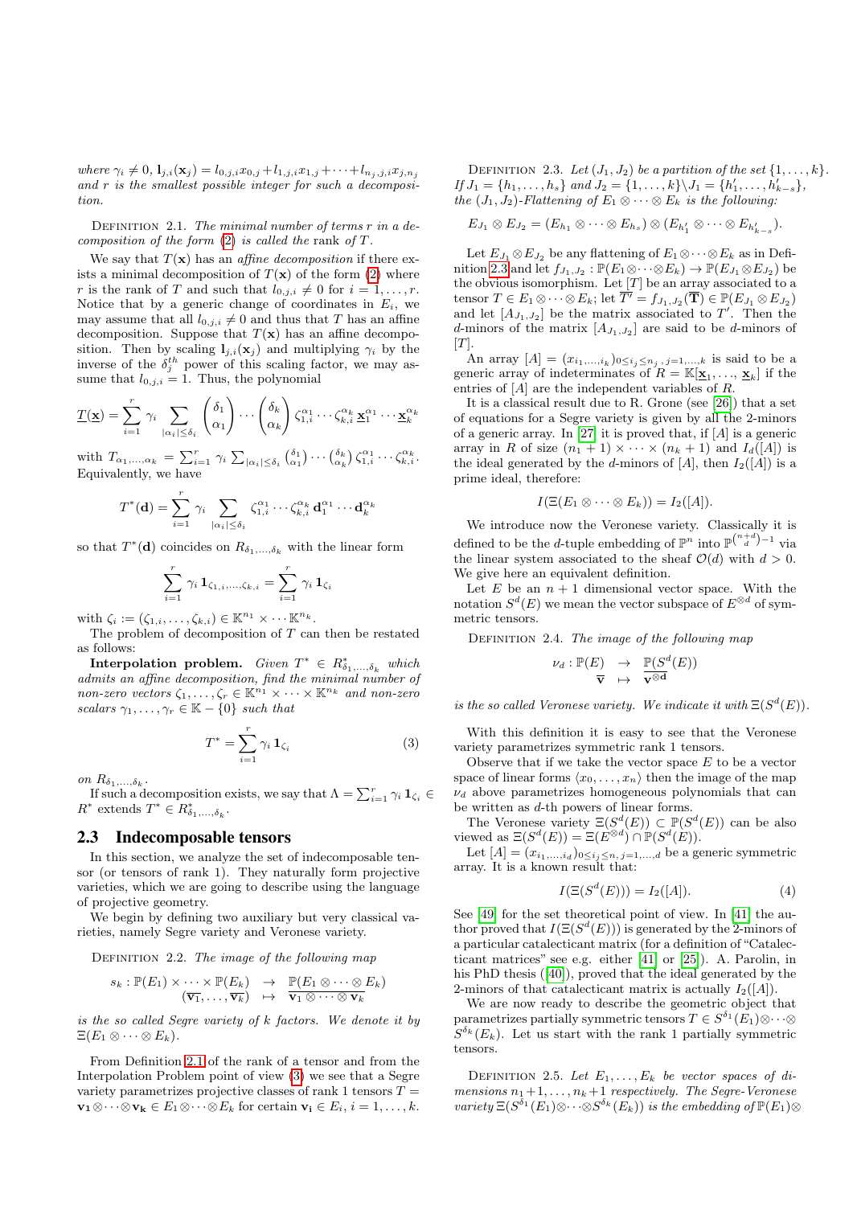*where* $\gamma_i \neq 0$, $\mathbf{l}_{j,i}(\mathbf{x}_j) = l_{0,j,i}x_{0,j} + l_{1,j,i}x_{1,j} + \cdots + l_{n_j,j,i}x_{j,n_j}$ *and* $r$ *is the smallest possible integer for such a decomposition.*

Definition 2.1. *The minimal number of terms* $r$ *in a decomposition of the form* (2) *is called the* rank *of* $T$.

We say that $T(\mathbf{x})$ has an *affine decomposition* if there exists a minimal decomposition of $T(\mathbf{x})$ of the form (2) where $r$ is the rank of $T$ and such that $l_{0,j,i} \neq 0$ for $i = 1, \ldots, r$. Notice that by a generic change of coordinates in $E_i$, we may assume that all $l_{0,j,i} \neq 0$ and thus that $T$ has an affine decomposition. Suppose that $T(\mathbf{x})$ has an affine decomposition. Then by scaling $\mathbf{l}_{j,i}(\mathbf{x}_j)$ and multiplying $\gamma_i$ by the inverse of the $\delta_j^{th}$ power of this scaling factor, we may assume that $l_{0,j,i} = 1$. Thus, the polynomial

$$\underline{T}(\underline{\mathbf{x}}) = \sum_{i=1}^{r} \gamma_i \sum_{|\alpha_i| \leq \delta_i} \binom{\delta_1}{\alpha_1} \cdots \binom{\delta_k}{\alpha_k} \zeta_{1,i}^{\alpha_1} \cdots \zeta_{k,i}^{\alpha_k} \underline{\mathbf{x}}_1^{\alpha_1} \cdots \underline{\mathbf{x}}_k^{\alpha_k}$$

with $T_{\alpha_1,\ldots,\alpha_k} = \sum_{i=1}^{r} \gamma_i \sum_{|\alpha_i| \leq \delta_i} \binom{\delta_1}{\alpha_1} \cdots \binom{\delta_k}{\alpha_k} \zeta_{1,i}^{\alpha_1} \cdots \zeta_{k,i}^{\alpha_k}$. Equivalently, we have

$$T^*(\mathbf{d}) = \sum_{i=1}^{r} \gamma_i \sum_{|\alpha_i| \leq \delta_i} \zeta_{1,i}^{\alpha_1} \cdots \zeta_{k,i}^{\alpha_k} \mathbf{d}_1^{\alpha_1} \cdots \mathbf{d}_k^{\alpha_k}$$

so that $T^*(\mathbf{d})$ coincides on $R_{\delta_1,\ldots,\delta_k}$ with the linear form

$$\sum_{i=1}^{r} \gamma_i \mathbf{1}_{\zeta_{1,i},\ldots,\zeta_{k,i}} = \sum_{i=1}^{r} \gamma_i \mathbf{1}_{\zeta_i}$$

with $\zeta_i := (\zeta_{1,i}, \ldots, \zeta_{k,i}) \in \mathbb{K}^{n_1} \times \cdots \mathbb{K}^{n_k}$.

The problem of decomposition of $T$ can then be restated as follows:

**Interpolation problem.** *Given* $T^* \in R^*_{\delta_1,\ldots,\delta_k}$ *which admits an affine decomposition, find the minimal number of non-zero vectors* $\zeta_1, \ldots, \zeta_r \in \mathbb{K}^{n_1} \times \cdots \times \mathbb{K}^{n_k}$ *and non-zero scalars* $\gamma_1, \ldots, \gamma_r \in \mathbb{K} - \{0\}$ *such that*

$$T^* = \sum_{i=1}^{r} \gamma_i \mathbf{1}_{\zeta_i} \tag{3}$$

*on* $R_{\delta_1,\ldots,\delta_k}$.

If such a decomposition exists, we say that $\Lambda = \sum_{i=1}^{r} \gamma_i \mathbf{1}_{\zeta_i} \in R^*$ extends $T^* \in R^*_{\delta_1,\ldots,\delta_k}$.

## 2.3 Indecomposable tensors

In this section, we analyze the set of indecomposable tensor (or tensors of rank 1). They naturally form projective varieties, which we are going to describe using the language of projective geometry.

We begin by defining two auxiliary but very classical varieties, namely Segre variety and Veronese variety.

Definition 2.2. *The image of the following map*

$$\begin{array}{rcl} s_k : \mathbb{P}(E_1) \times \cdots \times \mathbb{P}(E_k) & \to & \mathbb{P}(E_1 \otimes \cdots \otimes E_k) \\ (\overline{\mathbf{v}_1}, \ldots, \overline{\mathbf{v}_k}) & \mapsto & \overline{\mathbf{v}_1 \otimes \cdots \otimes \mathbf{v}_k} \end{array}$$

*is the so called Segre variety of* $k$ *factors. We denote it by* $\Xi(E_1 \otimes \cdots \otimes E_k)$.

From Definition 2.1 of the rank of a tensor and from the Interpolation Problem point of view (3) we see that a Segre variety parametrizes projective classes of rank 1 tensors $T = \mathbf{v_1} \otimes \cdots \otimes \mathbf{v_k} \in E_1 \otimes \cdots \otimes E_k$ for certain $\mathbf{v}_i \in E_i$, $i = 1, \ldots, k$.

Definition 2.3. *Let* $(J_1, J_2)$ *be a partition of the set* $\{1, \ldots, k\}$. *If* $J_1 = \{h_1, \ldots, h_s\}$ *and* $J_2 = \{1, \ldots, k\} \backslash J_1 = \{h'_1, \ldots, h'_{k-s}\}$, *the* $(J_1, J_2)$*-Flattening of* $E_1 \otimes \cdots \otimes E_k$ *is the following:*

$$E_{J_1} \otimes E_{J_2} = (E_{h_1} \otimes \cdots \otimes E_{h_s}) \otimes (E_{h'_1} \otimes \cdots \otimes E_{h'_{k-s}}).$$

Let $E_{J_1} \otimes E_{J_2}$ be any flattening of $E_1 \otimes \cdots \otimes E_k$ as in Definition 2.3 and let $f_{J_1,J_2} : \mathbb{P}(E_1 \otimes \cdots \otimes E_k) \to \mathbb{P}(E_{J_1} \otimes E_{J_2})$ be the obvious isomorphism. Let $[T]$ be an array associated to a tensor $T \in E_1 \otimes \cdots \otimes E_k$; let $\overline{T'} = f_{J_1,J_2}(\overline{\mathbf{T}}) \in \mathbb{P}(E_{J_1} \otimes E_{J_2})$ and let $[A_{J_1,J_2}]$ be the matrix associated to $T'$. Then the $d$-minors of the matrix $[A_{J_1,J_2}]$ are said to be $d$-minors of $[T]$.

An array $[A] = (x_{i_1,\ldots,i_k})_{0 \leq i_j \leq n_j, j=1,\ldots,k}$ is said to be a generic array of indeterminates of $R = \mathbb{K}[\underline{\mathbf{x}}_1, \ldots, \underline{\mathbf{x}}_k]$ if the entries of $[A]$ are the independent variables of $R$.

It is a classical result due to R. Grone (see [26]) that a set of equations for a Segre variety is given by all the 2-minors of a generic array. In [27] it is proved that, if $[A]$ is a generic array in $R$ of size $(n_1 + 1) \times \cdots \times (n_k + 1)$ and $I_d([A])$ is the ideal generated by the $d$-minors of $[A]$, then $I_2([A])$ is a prime ideal, therefore:

$$I(\Xi(E_1 \otimes \cdots \otimes E_k)) = I_2([A]).$$

We introduce now the Veronese variety. Classically it is defined to be the $d$-tuple embedding of $\mathbb{P}^n$ into $\mathbb{P}^{\binom{n+d}{d}-1}$ via the linear system associated to the sheaf $\mathcal{O}(d)$ with $d > 0$. We give here an equivalent definition.

Let $E$ be an $n + 1$ dimensional vector space. With the notation $S^d(E)$ we mean the vector subspace of $E^{\otimes d}$ of symmetric tensors.

Definition 2.4. *The image of the following map*

$$\begin{array}{rcl} \nu_d : \mathbb{P}(E) & \to & \mathbb{P}(S^d(E)) \\ \overline{\mathbf{v}} & \mapsto & \overline{\mathbf{v}^{\otimes \mathbf{d}}} \end{array}$$

*is the so called Veronese variety. We indicate it with* $\Xi(S^d(E))$.

With this definition it is easy to see that the Veronese variety parametrizes symmetric rank 1 tensors.

Observe that if we take the vector space $E$ to be a vector space of linear forms $\langle x_0, \ldots, x_n \rangle$ then the image of the map $\nu_d$ above parametrizes homogeneous polynomials that can be written as $d$-th powers of linear forms.

The Veronese variety $\Xi(S^d(E)) \subset \mathbb{P}(S^d(E))$ can be also viewed as $\Xi(S^d(E)) = \Xi(E^{\otimes d}) \cap \mathbb{P}(S^d(E))$.

Let $[A] = (x_{i_1,\ldots,i_d})_{0 \leq i_j \leq n, j=1,\ldots,d}$ be a generic symmetric array. It is a known result that:

$$I(\Xi(S^d(E))) = I_2([A]). \tag{4}$$

See [49] for the set theoretical point of view. In [41] the author proved that $I(\Xi(S^d(E)))$ is generated by the 2-minors of a particular catalecticant matrix (for a definition of "Catalecticant matrices" see e.g. either [41] or [25]). A. Parolin, in his PhD thesis ([40]), proved that the ideal generated by the 2-minors of that catalecticant matrix is actually $I_2([A])$.

We are now ready to describe the geometric object that parametrizes partially symmetric tensors $T \in S^{\delta_1}(E_1) \otimes \cdots \otimes S^{\delta_k}(E_k)$. Let us start with the rank 1 partially symmetric tensors.

Definition 2.5. *Let* $E_1, \ldots, E_k$ *be vector spaces of dimensions* $n_1 + 1, \ldots, n_k + 1$ *respectively. The Segre-Veronese variety* $\Xi(S^{\delta_1}(E_1) \otimes \cdots \otimes S^{\delta_k}(E_k))$ *is the embedding of* $\mathbb{P}(E_1) \otimes$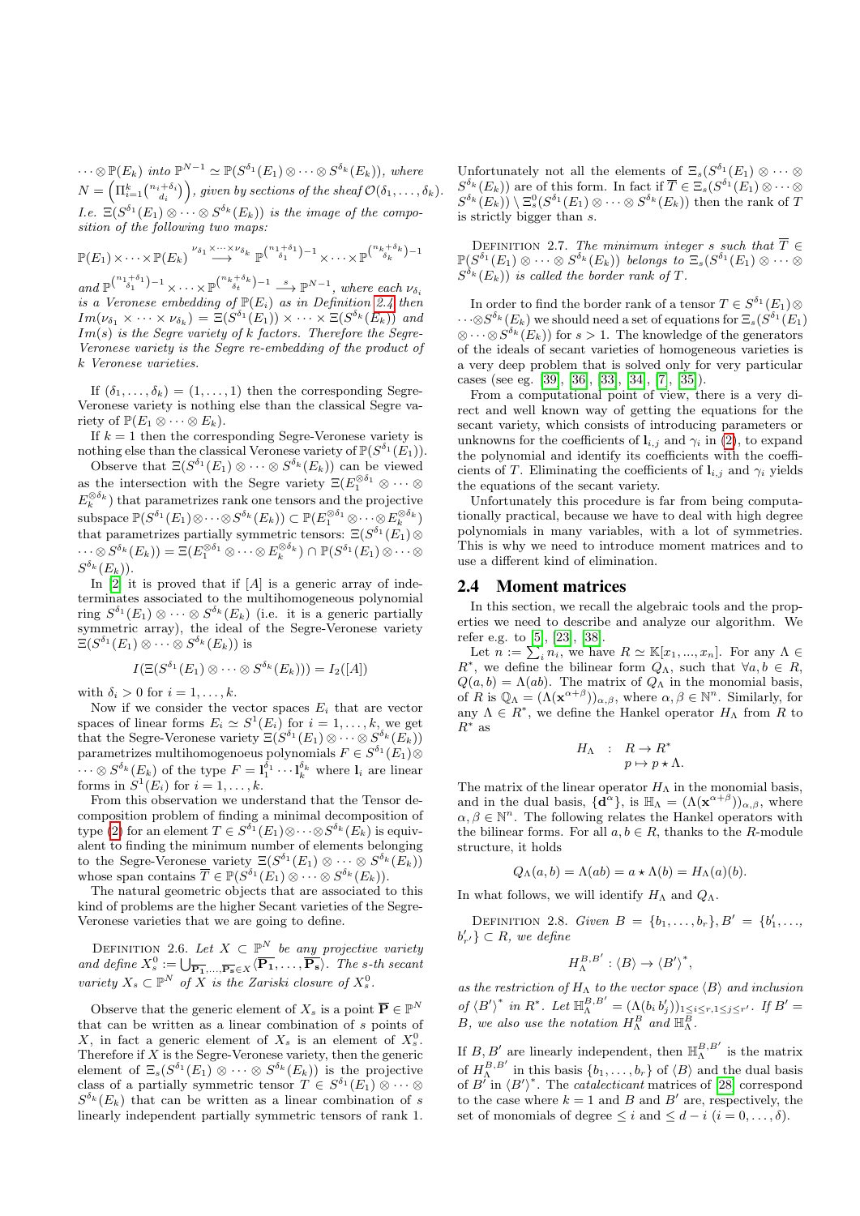$\cdots \otimes \mathbb{P}(E_k)$ *into* $\mathbb{P}^{N-1} \simeq \mathbb{P}(S^{\delta_1}(E_1) \otimes \cdots \otimes S^{\delta_k}(E_k))$*, where* $N = \left(\Pi_{i=1}^k \binom{n_i+\delta_i}{d_i}\right)$*, given by sections of the sheaf* $\mathcal{O}(\delta_1, \ldots, \delta_k)$*. I.e.* $\Xi(S^{\delta_1}(E_1) \otimes \cdots \otimes S^{\delta_k}(E_k))$ *is the image of the composition of the following two maps:*

$$\mathbb{P}(E_1) \times \cdots \times \mathbb{P}(E_k) \overset{\nu_{\delta_1} \times \cdots \times \nu_{\delta_k}}{\longrightarrow} \mathbb{P}^{\binom{n_1+\delta_1}{\delta_1}-1} \times \cdots \times \mathbb{P}^{\binom{n_k+\delta_k}{\delta_k}-1}$$

*and* $\mathbb{P}^{\binom{n_1+\delta_1}{\delta_1}-1} \times \cdots \times \mathbb{P}^{\binom{n_k+\delta_k}{\delta_t}-1} \overset{s}{\longrightarrow} \mathbb{P}^{N-1}$*, where each* $\nu_{\delta_i}$ *is a Veronese embedding of* $\mathbb{P}(E_i)$ *as in Definition 2.4 then* $Im(\nu_{\delta_1} \times \cdots \times \nu_{\delta_k}) = \Xi(S^{\delta_1}(E_1)) \times \cdots \times \Xi(S^{\delta_k}(E_k))$ *and* $Im(s)$ *is the Segre variety of* $k$ *factors. Therefore the Segre-Veronese variety is the Segre re-embedding of the product of* $k$ *Veronese varieties.*

If $(\delta_1, \ldots, \delta_k) = (1, \ldots, 1)$ then the corresponding Segre-Veronese variety is nothing else than the classical Segre variety of $\mathbb{P}(E_1 \otimes \cdots \otimes E_k)$.

If $k = 1$ then the corresponding Segre-Veronese variety is nothing else than the classical Veronese variety of $\mathbb{P}(S^{\delta_1}(E_1))$.

Observe that $\Xi(S^{\delta_1}(E_1) \otimes \cdots \otimes S^{\delta_k}(E_k))$ can be viewed as the intersection with the Segre variety $\Xi(E_1^{\otimes \delta_1} \otimes \cdots \otimes E_k^{\otimes \delta_k})$ that parametrizes rank one tensors and the projective subspace $\mathbb{P}(S^{\delta_1}(E_1) \otimes \cdots \otimes S^{\delta_k}(E_k)) \subset \mathbb{P}(E_1^{\otimes \delta_1} \otimes \cdots \otimes E_k^{\otimes \delta_k})$ that parametrizes partially symmetric tensors: $\Xi(S^{\delta_1}(E_1) \otimes \cdots \otimes S^{\delta_k}(E_k)) = \Xi(E_1^{\otimes \delta_1} \otimes \cdots \otimes E_k^{\otimes \delta_k}) \cap \mathbb{P}(S^{\delta_1}(E_1) \otimes \cdots \otimes S^{\delta_k}(E_k))$.

In [2] it is proved that if $[A]$ is a generic array of indeterminates associated to the multihomogeneous polynomial ring $S^{\delta_1}(E_1) \otimes \cdots \otimes S^{\delta_k}(E_k)$ (i.e. it is a generic partially symmetric array), the ideal of the Segre-Veronese variety $\Xi(S^{\delta_1}(E_1) \otimes \cdots \otimes S^{\delta_k}(E_k))$ is

$$I(\Xi(S^{\delta_1}(E_1) \otimes \cdots \otimes S^{\delta_k}(E_k))) = I_2([A])$$

with $\delta_i > 0$ for $i = 1, \ldots, k$.

Now if we consider the vector spaces $E_i$ that are vector spaces of linear forms $E_i \simeq S^1(E_i)$ for $i = 1, \ldots, k$, we get that the Segre-Veronese variety $\Xi(S^{\delta_1}(E_1) \otimes \cdots \otimes S^{\delta_k}(E_k))$ parametrizes multihomogeneous polynomials $F \in S^{\delta_1}(E_1) \otimes \cdots \otimes S^{\delta_k}(E_k)$ of the type $F = \mathbf{l}_1^{\delta_1} \cdots \mathbf{l}_k^{\delta_k}$ where $\mathbf{l}_i$ are linear forms in $S^1(E_i)$ for $i = 1, \ldots, k$.

From this observation we understand that the Tensor decomposition problem of finding a minimal decomposition of type (2) for an element $T \in S^{\delta_1}(E_1) \otimes \cdots \otimes S^{\delta_k}(E_k)$ is equivalent to finding the minimum number of elements belonging to the Segre-Veronese variety $\Xi(S^{\delta_1}(E_1) \otimes \cdots \otimes S^{\delta_k}(E_k))$ whose span contains $\overline{T} \in \mathbb{P}(S^{\delta_1}(E_1) \otimes \cdots \otimes S^{\delta_k}(E_k))$.

The natural geometric objects that are associated to this kind of problems are the higher Secant varieties of the Segre-Veronese varieties that we are going to define.

Definition 2.6. *Let* $X \subset \mathbb{P}^N$ *be any projective variety and define* $X_s^0 := \bigcup_{\overline{\mathbf{P_1}}, \ldots, \overline{\mathbf{P_s}} \in X} \langle \overline{\mathbf{P_1}}, \ldots, \overline{\mathbf{P_s}} \rangle$*. The* $s$*-th secant variety* $X_s \subset \mathbb{P}^N$ *of* $X$ *is the Zariski closure of* $X_s^0$*.*

Observe that the generic element of $X_s$ is a point $\overline{\mathbf{P}} \in \mathbb{P}^N$ that can be written as a linear combination of $s$ points of $X$, in fact a generic element of $X_s$ is an element of $X_s^0$. Therefore if $X$ is the Segre-Veronese variety, then the generic element of $\Xi_s(S^{\delta_1}(E_1) \otimes \cdots \otimes S^{\delta_k}(E_k))$ is the projective class of a partially symmetric tensor $T \in S^{\delta_1}(E_1) \otimes \cdots \otimes S^{\delta_k}(E_k)$ that can be written as a linear combination of $s$ linearly independent partially symmetric tensors of rank 1.

Unfortunately not all the elements of $\Xi_s(S^{\delta_1}(E_1) \otimes \cdots \otimes S^{\delta_k}(E_k))$ are of this form. In fact if $\overline{T} \in \Xi_s(S^{\delta_1}(E_1) \otimes \cdots \otimes S^{\delta_k}(E_k)) \setminus \Xi_s^0(S^{\delta_1}(E_1) \otimes \cdots \otimes S^{\delta_k}(E_k))$ then the rank of $T$ is strictly bigger than $s$.

Definition 2.7. *The minimum integer* $s$ *such that* $\overline{T} \in \mathbb{P}(S^{\delta_1}(E_1) \otimes \cdots \otimes S^{\delta_k}(E_k))$ *belongs to* $\Xi_s(S^{\delta_1}(E_1) \otimes \cdots \otimes S^{\delta_k}(E_k))$ *is called the border rank of* $T$*.*

In order to find the border rank of a tensor $T \in S^{\delta_1}(E_1) \otimes \cdots \otimes S^{\delta_k}(E_k)$ we should need a set of equations for $\Xi_s(S^{\delta_1}(E_1) \otimes \cdots \otimes S^{\delta_k}(E_k))$ for $s > 1$. The knowledge of the generators of the ideals of secant varieties of homogeneous varieties is a very deep problem that is solved only for very particular cases (see eg. [39], [36], [33], [34], [7], [35]).

From a computational point of view, there is a very direct and well known way of getting the equations for the secant variety, which consists of introducing parameters or unknowns for the coefficients of $\mathbf{l}_{i,j}$ and $\gamma_i$ in (2), to expand the polynomial and identify its coefficients with the coefficients of $T$. Eliminating the coefficients of $\mathbf{l}_{i,j}$ and $\gamma_i$ yields the equations of the secant variety.

Unfortunately this procedure is far from being computationally practical, because we have to deal with high degree polynomials in many variables, with a lot of symmetries. This is why we need to introduce moment matrices and to use a different kind of elimination.

## 2.4 Moment matrices

In this section, we recall the algebraic tools and the properties we need to describe and analyze our algorithm. We refer e.g. to [5], [23], [38].

Let $n := \sum_i n_i$, we have $R \simeq \mathbb{K}[x_1, ..., x_n]$. For any $\Lambda \in R^*$, we define the bilinear form $Q_\Lambda$, such that $\forall a, b \in R$, $Q(a, b) = \Lambda(ab)$. The matrix of $Q_\Lambda$ in the monomial basis, of $R$ is $\mathbb{Q}_\Lambda = (\Lambda(\mathbf{x}^{\alpha+\beta}))_{\alpha,\beta}$, where $\alpha, \beta \in \mathbb{N}^n$. Similarly, for any $\Lambda \in R^*$, we define the Hankel operator $H_\Lambda$ from $R$ to $R^*$ as

$$\begin{array}{rcl} H_\Lambda & : & R \to R^* \\ & & p \mapsto p \star \Lambda. \end{array}$$

The matrix of the linear operator $H_\Lambda$ in the monomial basis, and in the dual basis, $\{\mathbf{d}^\alpha\}$, is $\mathbb{H}_\Lambda = (\Lambda(\mathbf{x}^{\alpha+\beta}))_{\alpha,\beta}$, where $\alpha, \beta \in \mathbb{N}^n$. The following relates the Hankel operators with the bilinear forms. For all $a, b \in R$, thanks to the $R$-module structure, it holds

$$Q_\Lambda(a, b) = \Lambda(ab) = a \star \Lambda(b) = H_\Lambda(a)(b).$$

In what follows, we will identify $H_\Lambda$ and $Q_\Lambda$.

Definition 2.8. *Given* $B = \{b_1, \ldots, b_r\}, B' = \{b'_1, \ldots, b'_{r'}\} \subset R$*, we define*

$$H_\Lambda^{B,B'} : \langle B \rangle \to \langle B' \rangle^*,$$

*as the restriction of* $H_\Lambda$ *to the vector space* $\langle B \rangle$ *and inclusion of* $\langle B' \rangle^*$ *in* $R^*$*. Let* $\mathbb{H}_\Lambda^{B,B'} = (\Lambda(b_i\, b'_j))_{1 \le i \le r, 1 \le j \le r'}$*. If* $B' = B$*, we also use the notation* $H_\Lambda^B$ *and* $\mathbb{H}_\Lambda^B$*.*

If $B, B'$ are linearly independent, then $\mathbb{H}_\Lambda^{B,B'}$ is the matrix of $H_\Lambda^{B,B'}$ in this basis $\{b_1, \ldots, b_r\}$ of $\langle B \rangle$ and the dual basis of $B'$ in $\langle B' \rangle^*$. The *catalecticant* matrices of [28] correspond to the case where $k = 1$ and $B$ and $B'$ are, respectively, the set of monomials of degree $\le i$ and $\le d - i$ $(i = 0, \ldots, \delta)$.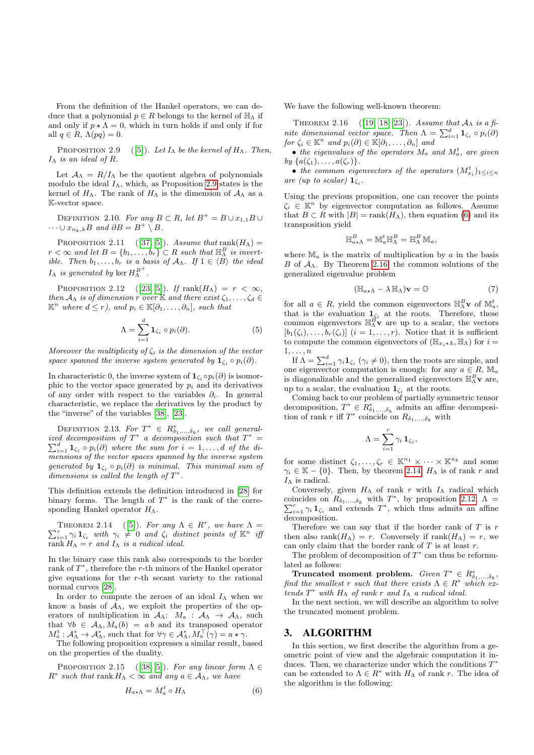From the definition of the Hankel operators, we can deduce that a polynomial $p \in R$ belongs to the kernel of $\mathbb{H}_\Lambda$ if and only if $p \star \Lambda = 0$, which in turn holds if and only if for all $q \in R$, $\Lambda(pq) = 0$.

Proposition 2.9 ([5]). *Let $I_\Lambda$ be the kernel of $H_\Lambda$. Then, $I_\Lambda$ is an ideal of $R$.*

Let $\mathcal{A}_\Lambda = R/I_\Lambda$ be the quotient algebra of polynomials modulo the ideal $I_\Lambda$, which, as Proposition 2.9 states is the kernel of $H_\Lambda$. The rank of $H_\Lambda$ is the dimension of $\mathcal{A}_\Lambda$ as a $\mathbb{K}$-vector space.

Definition 2.10. *For any $B \subset R$, let $B^+ = B \cup x_{1,1} B \cup \cdots \cup x_{n_k,k} B$ and $\partial B = B^+ \setminus B$.*

Proposition 2.11 ([37, 5]). *Assume that $\mathrm{rank}(H_\Lambda) = r < \infty$ and let $B = \{b_1, \ldots, b_r\} \subset R$ such that $\mathbb{H}_\Lambda^B$ is invertible. Then $b_1, \ldots, b_r$ is a basis of $\mathcal{A}_\Lambda$. If $1 \in \langle B \rangle$ the ideal $I_\Lambda$ is generated by $\ker H_\Lambda^{B^+}$.*

Proposition 2.12 ([23, 5]). *If $\mathrm{rank}(H_\Lambda) = r < \infty$, then $\mathcal{A}_\Lambda$ is of dimension $r$ over $\mathbb{K}$ and there exist $\zeta_1, \ldots, \zeta_d \in \mathbb{K}^n$ where $d \le r$), and $p_i \in \mathbb{K}[\partial_1, \ldots, \partial_n]$, such that*

$$\Lambda = \sum_{i=1}^{d} \mathbf{1}_{\zeta_i} \circ p_i(\partial). \tag{5}$$

*Moreover the multiplicity of $\zeta_i$ is the dimension of the vector space spanned the inverse system generated by $\mathbf{1}_{\zeta_i} \circ p_i(\partial)$.*

In characteristic 0, the inverse system of $\mathbf{1}_{\zeta_i} \circ p_i(\partial)$ is isomorphic to the vector space generated by $p_i$ and its derivatives of any order with respect to the variables $\partial_i$. In general characteristic, we replace the derivatives by the product by the "inverse" of the variables [38], [23].

Definition 2.13. *For $T^* \in R^*_{\delta_1,\ldots,\delta_k}$, we call generalized decomposition of $T^*$ a decomposition such that $T^* = \sum_{i=1}^{d} \mathbf{1}_{\zeta_i} \circ p_i(\partial)$ where the sum for $i = 1, \ldots, d$ of the dimensions of the vector spaces spanned by the inverse system generated by $\mathbf{1}_{\zeta_i} \circ p_i(\partial)$ is minimal. This minimal sum of dimensions is called the length of $T^*$.*

This definition extends the definition introduced in [28] for binary forms. The length of $T^*$ is the rank of the corresponding Hankel operator $H_\Lambda$.

Theorem 2.14 ([5]). *For any $\Lambda \in R^*$, we have $\Lambda = \sum_{i=1}^{r} \gamma_i \mathbf{1}_{\zeta_i}$ with $\gamma_i \neq 0$ and $\zeta_i$ distinct points of $\mathbb{K}^n$ iff $\mathrm{rank}\, H_\Lambda = r$ and $I_\Lambda$ is a radical ideal.*

In the binary case this rank also corresponds to the border rank of $T^*$, therefore the $r$-th minors of the Hankel operator give equations for the $r$-th secant variety to the rational normal curves [28].

In order to compute the zeroes of an ideal $I_\Lambda$ when we know a basis of $\mathcal{A}_\Lambda$, we exploit the properties of the operators of multiplication in $\mathcal{A}_\Lambda$: $M_a : \mathcal{A}_\Lambda \to \mathcal{A}_\Lambda$, such that $\forall b \in \mathcal{A}_\Lambda, M_a(b) = a\, b$ and its transposed operator $M_a^t : \mathcal{A}_\Lambda^* \to \mathcal{A}_\Lambda^*$, such that for $\forall \gamma \in \mathcal{A}_\Lambda^*, M_a^\top(\gamma) = a \star \gamma$.

The following proposition expresses a similar result, based on the properties of the duality.

Proposition 2.15 ([38, 5]). *For any linear form $\Lambda \in R^*$ such that $\mathrm{rank}\, H_\Lambda < \infty$ and any $a \in \mathcal{A}_\Lambda$, we have*

$$H_{a \star \Lambda} = M_a^t \circ H_\Lambda \tag{6}$$

We have the following well-known theorem:

Theorem 2.16 ([19, 18, 23]). *Assume that $\mathcal{A}_\Lambda$ is a finite dimensional vector space. Then $\Lambda = \sum_{i=1}^{d} \mathbf{1}_{\zeta_i} \circ p_i(\partial)$ for $\zeta_i \in \mathbb{K}^n$ and $p_i(\partial) \in \mathbb{K}[\partial_1, \ldots, \partial_n]$ and*

- *the eigenvalues of the operators $M_a$ and $M_a^t$, are given by $\{a(\zeta_1), \ldots, a(\zeta_r)\}$.*
- *the common eigenvectors of the operators $(M_{x_i}^t)_{1 \le i \le n}$ are (up to scalar) $\mathbf{1}_{\zeta_i}$.*

Using the previous proposition, one can recover the points $\zeta_i \in \mathbb{K}^n$ by eigenvector computation as follows. Assume that $B \subset R$ with $|B| = \mathrm{rank}(H_\Lambda)$, then equation (6) and its transposition yield

$$\mathbb{H}_{a \star \Lambda}^B = \mathbb{M}_a^t \mathbb{H}_\Lambda^B = \mathbb{H}_\Lambda^B\, \mathbb{M}_a,$$

where $\mathbb{M}_a$ is the matrix of multiplication by $a$ in the basis $B$ of $\mathcal{A}_\Lambda$. By Theorem 2.16, the common solutions of the generalized eigenvalue problem

$$(\mathbb{H}_{a \star \Lambda} - \lambda\, \mathbb{H}_\Lambda)\mathbf{v} = \mathbb{O} \tag{7}$$

for all $a \in R$, yield the common eigenvectors $\mathbb{H}_\Lambda^B \mathbf{v}$ of $\mathbb{M}_a^t$, that is the evaluation $\mathbf{1}_{\zeta_i}$ at the roots. Therefore, these common eigenvectors $\mathbb{H}_\Lambda^B \mathbf{v}$ are up to a scalar, the vectors $[b_1(\zeta_i), \ldots, b_r(\zeta_i)]$ $(i = 1, \ldots, r)$. Notice that it is sufficient to compute the common eigenvectors of $(\mathbb{H}_{x_i \star \Lambda}, \mathbb{H}_\Lambda)$ for $i = 1, \ldots, n$

If $\Lambda = \sum_{i=1}^{d} \gamma_i \mathbf{1}_{\zeta_i}$ $(\gamma_i \neq 0)$, then the roots are simple, and one eigenvector computation is enough: for any $a \in R$, $\mathbb{M}_a$ is diagonalizable and the generalized eigenvectors $\mathbb{H}_\Lambda^B \mathbf{v}$ are, up to a scalar, the evaluation $\mathbf{1}_{\zeta_i}$ at the roots.

Coming back to our problem of partially symmetric tensor decomposition, $T^* \in R^*_{\delta_1,\ldots,\delta_k}$ admits an affine decomposition of rank $r$ iff $T^*$ coincide on $R_{\delta_1,\ldots,\delta_k}$ with

$$\Lambda = \sum_{i=1}^{r} \gamma_i \mathbf{1}_{\zeta_i},$$

for some distinct $\zeta_1, \ldots, \zeta_r \in \mathbb{K}^{n_1} \times \cdots \times \mathbb{K}^{n_k}$ and some $\gamma_i \in \mathbb{K} - \{0\}$. Then, by theorem 2.14, $H_\Lambda$ is of rank $r$ and $I_\Lambda$ is radical.

Conversely, given $H_\Lambda$ of rank $r$ with $I_\Lambda$ radical which coincides on $R_{\delta_1,\ldots,\delta_k}$ with $T^*$, by proposition 2.12, $\Lambda = \sum_{i=1}^{r} \gamma_i \mathbf{1}_{\zeta_i}$ and extends $T^*$, which thus admits an affine decomposition.

Therefore we can say that if the border rank of $T$ is $r$ then also $\mathrm{rank}(H_\Lambda) = r$. Conversely if $\mathrm{rank}(H_\Lambda) = r$, we can only claim that the border rank of $T$ is at least $r$.

The problem of decomposition of $T^*$ can thus be reformulated as follows:

**Truncated moment problem.** *Given $T^* \in R^*_{\delta_1,\ldots,\delta_k}$, find the smallest $r$ such that there exists $\Lambda \in R^*$ which extends $T^*$ with $H_\Lambda$ of rank $r$ and $I_\Lambda$ a radical ideal.*

In the next section, we will describe an algorithm to solve the truncated moment problem.

## 3. ALGORITHM

In this section, we first describe the algorithm from a geometric point of view and the algebraic computation it induces. Then, we characterize under which the conditions $T^*$ can be extended to $\Lambda \in R^*$ with $H_\Lambda$ of rank $r$. The idea of the algorithm is the following: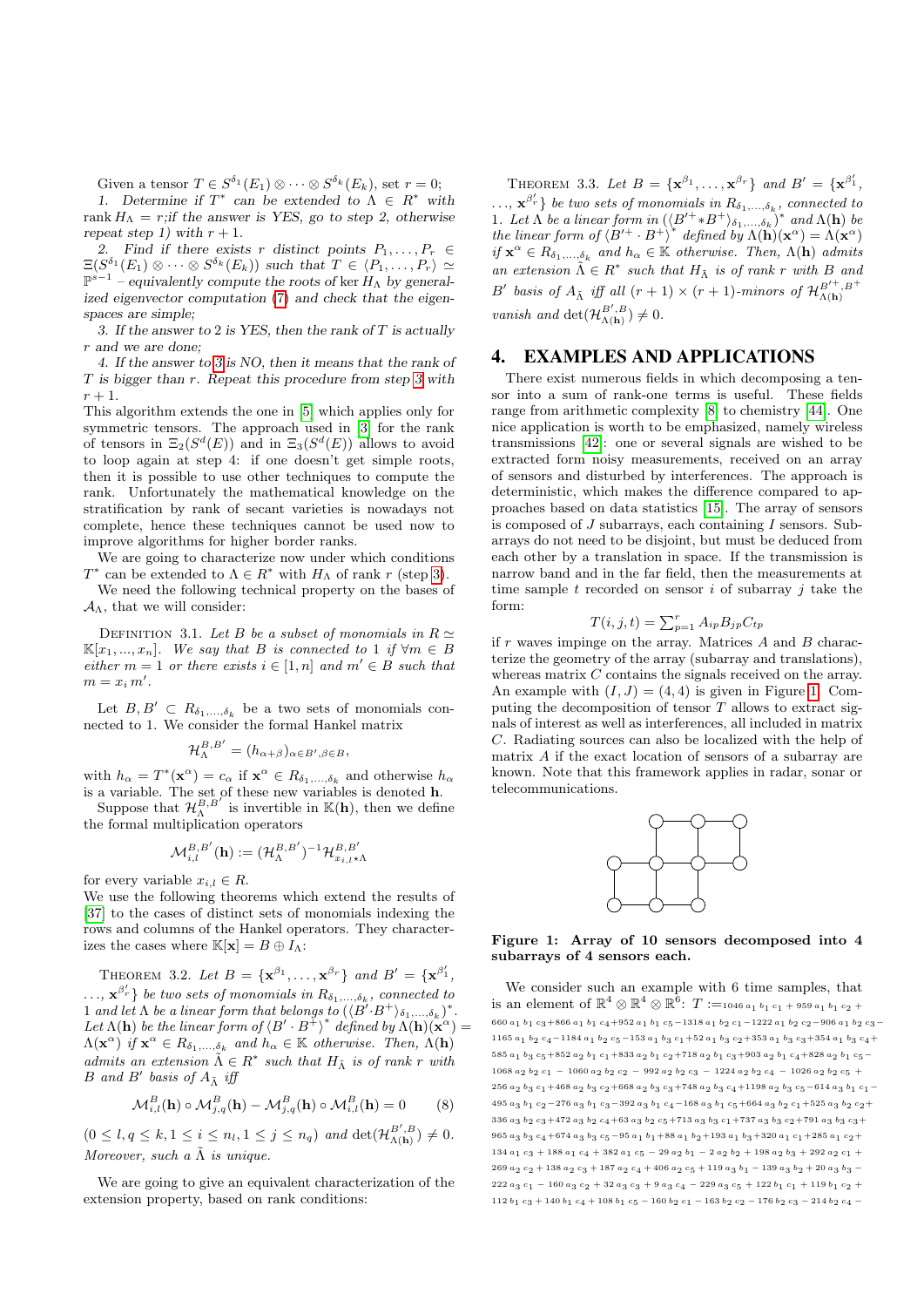Given a tensor $T \in S^{\delta_1}(E_1) \otimes \cdots \otimes S^{\delta_k}(E_k)$, set $r = 0$;

1. Determine if $T^*$ can be extended to $\Lambda \in R^*$ with rank $H_\Lambda = r$;if the answer is YES, go to step 2, otherwise repeat step 1) with $r + 1$.

2. Find if there exists $r$ distinct points $P_1, \ldots, P_r \in \Xi(S^{\delta_1}(E_1) \otimes \cdots \otimes S^{\delta_k}(E_k))$ such that $T \in \langle P_1, \ldots, P_r \rangle \simeq \mathbb{P}^{s-1}$ – equivalently compute the roots of $\ker H_\Lambda$ by generalized eigenvector computation (7) and check that the eigenspaces are simple;

3. If the answer to 2 is YES, then the rank of $T$ is actually $r$ and we are done;

4. If the answer to 3 is NO, then it means that the rank of $T$ is bigger than $r$. Repeat this procedure from step 3 with $r + 1$.

This algorithm extends the one in [5] which applies only for symmetric tensors. The approach used in [3] for the rank of tensors in $\Xi_2(S^d(E))$ and in $\Xi_3(S^d(E))$ allows to avoid to loop again at step 4: if one doesn't get simple roots, then it is possible to use other techniques to compute the rank. Unfortunately the mathematical knowledge on the stratification by rank of secant varieties is nowadays not complete, hence these techniques cannot be used now to improve algorithms for higher border ranks.

We are going to characterize now under which conditions $T^*$ can be extended to $\Lambda \in R^*$ with $H_\Lambda$ of rank $r$ (step 3).

We need the following technical property on the bases of $\mathcal{A}_\Lambda$, that we will consider:

Definition 3.1. *Let $B$ be a subset of monomials in $R \simeq \mathbb{K}[x_1, ..., x_n]$. We say that $B$ is connected to 1 if $\forall m \in B$ either $m = 1$ or there exists $i \in [1, n]$ and $m' \in B$ such that $m = x_i\, m'$.*

Let $B, B' \subset R_{\delta_1,\ldots,\delta_k}$ be a two sets of monomials connected to 1. We consider the formal Hankel matrix

$$\mathcal{H}_\Lambda^{B,B'} = (h_{\alpha+\beta})_{\alpha \in B', \beta \in B},$$

with $h_\alpha = T^*(\mathbf{x}^\alpha) = c_\alpha$ if $\mathbf{x}^\alpha \in R_{\delta_1,\ldots,\delta_k}$ and otherwise $h_\alpha$ is a variable. The set of these new variables is denoted $\mathbf{h}$.

Suppose that $\mathcal{H}_\Lambda^{B,B'}$ is invertible in $\mathbb{K}(\mathbf{h})$, then we define the formal multiplication operators

$$\mathcal{M}_{i,l}^{B,B'}(\mathbf{h}) := (\mathcal{H}_\Lambda^{B,B'})^{-1} \mathcal{H}_{x_{i,l} \star \Lambda}^{B,B'}$$

for every variable $x_{i,l} \in R$.

We use the following theorems which extend the results of [37] to the cases of distinct sets of monomials indexing the rows and columns of the Hankel operators. They characterizes the cases where $\mathbb{K}[\mathbf{x}] = B \oplus I_\Lambda$:

Theorem 3.2. *Let $B = \{\mathbf{x}^{\beta_1}, \ldots, \mathbf{x}^{\beta_r}\}$ and $B' = \{\mathbf{x}^{\beta'_1}, \ldots, \mathbf{x}^{\beta'_r}\}$ be two sets of monomials in $R_{\delta_1,\ldots,\delta_k}$, connected to 1 and let $\Lambda$ be a linear form that belongs to $(\langle B' \cdot B^+ \rangle_{\delta_1,\ldots,\delta_k})^*$. Let $\Lambda(\mathbf{h})$ be the linear form of $\langle B' \cdot B^+ \rangle^*$ defined by $\Lambda(\mathbf{h})(\mathbf{x}^\alpha) = \Lambda(\mathbf{x}^\alpha)$ if $\mathbf{x}^\alpha \in R_{\delta_1,\ldots,\delta_k}$ and $h_\alpha \in \mathbb{K}$ otherwise. Then, $\Lambda(\mathbf{h})$ admits an extension $\tilde{\Lambda} \in R^*$ such that $H_{\tilde{\Lambda}}$ is of rank $r$ with $B$ and $B'$ basis of $A_{\tilde{\Lambda}}$ iff*

$$\mathcal{M}_{i,l}^{B}(\mathbf{h}) \circ \mathcal{M}_{j,q}^{B}(\mathbf{h}) - \mathcal{M}_{j,q}^{B}(\mathbf{h}) \circ \mathcal{M}_{i,l}^{B}(\mathbf{h}) = 0 \qquad (8)$$

*$(0 \leq l, q \leq k, 1 \leq i \leq n_l, 1 \leq j \leq n_q)$ and $\det(\mathcal{H}_{\Lambda(\mathbf{h})}^{B',B}) \neq 0$. Moreover, such a $\tilde{\Lambda}$ is unique.*

We are going to give an equivalent characterization of the extension property, based on rank conditions:

Theorem 3.3. *Let $B = \{\mathbf{x}^{\beta_1}, \ldots, \mathbf{x}^{\beta_r}\}$ and $B' = \{\mathbf{x}^{\beta'_1}, \ldots, \mathbf{x}^{\beta'_r}\}$ be two sets of monomials in $R_{\delta_1,\ldots,\delta_k}$, connected to 1. Let $\Lambda$ be a linear form in $(\langle B'^+ * B^+ \rangle_{\delta_1,\ldots,\delta_k})^*$ and $\Lambda(\mathbf{h})$ be the linear form of $\langle B'^+ \cdot B^+ \rangle^*$ defined by $\Lambda(\mathbf{h})(\mathbf{x}^\alpha) = \Lambda(\mathbf{x}^\alpha)$ if $\mathbf{x}^\alpha \in R_{\delta_1,\ldots,\delta_k}$ and $h_\alpha \in \mathbb{K}$ otherwise. Then, $\Lambda(\mathbf{h})$ admits an extension $\tilde{\Lambda} \in R^*$ such that $H_{\tilde{\Lambda}}$ is of rank $r$ with $B$ and $B'$ basis of $A_{\tilde{\Lambda}}$ iff all $(r+1) \times (r+1)$-minors of $\mathcal{H}_{\Lambda(\mathbf{h})}^{B'^+,B^+}$ vanish and $\det(\mathcal{H}_{\Lambda(\mathbf{h})}^{B',B}) \neq 0$.*

# 4. EXAMPLES AND APPLICATIONS

There exist numerous fields in which decomposing a tensor into a sum of rank-one terms is useful. These fields range from arithmetic complexity [8] to chemistry [44]. One nice application is worth to be emphasized, namely wireless transmissions [42]: one or several signals are wished to be extracted form noisy measurements, received on an array of sensors and disturbed by interferences. The approach is deterministic, which makes the difference compared to approaches based on data statistics [15]. The array of sensors is composed of $J$ subarrays, each containing $I$ sensors. Subarrays do not need to be disjoint, but must be deduced from each other by a translation in space. If the transmission is narrow band and in the far field, then the measurements at time sample $t$ recorded on sensor $i$ of subarray $j$ take the form:

$$T(i, j, t) = \sum_{p=1}^{r} A_{ip} B_{jp} C_{tp}$$

if $r$ waves impinge on the array. Matrices $A$ and $B$ characterize the geometry of the array (subarray and translations), whereas matrix $C$ contains the signals received on the array. An example with $(I, J) = (4, 4)$ is given in Figure 1. Computing the decomposition of tensor $T$ allows to extract signals of interest as well as interferences, all included in matrix $C$. Radiating sources can also be localized with the help of matrix $A$ if the exact location of sensors of a subarray are known. Note that this framework applies in radar, sonar or telecommunications.

**Figure 1: Array of 10 sensors decomposed into 4 subarrays of 4 sensors each.**

We consider such an example with 6 time samples, that is an element of $\mathbb{R}^4 \otimes \mathbb{R}^4 \otimes \mathbb{R}^6$: $T := 1046\, a_1 b_1 c_1 + 959\, a_1 b_1 c_2 + 660\, a_1 b_1 c_3 + 866\, a_1 b_1 c_4 + 952\, a_1 b_1 c_5 - 1318\, a_1 b_2 c_1 - 1222\, a_1 b_2 c_2 - 906\, a_1 b_2 c_3 - 1165\, a_1 b_2 c_4 - 1184\, a_1 b_2 c_5 - 153\, a_1 b_3 c_1 + 52\, a_1 b_3 c_2 + 353\, a_1 b_3 c_3 + 354\, a_1 b_3 c_4 + 585\, a_1 b_3 c_5 + 852\, a_2 b_1 c_1 + 833\, a_2 b_1 c_2 + 718\, a_2 b_1 c_3 + 903\, a_2 b_1 c_4 + 828\, a_2 b_1 c_5 - 1068\, a_2 b_2 c_1 - 1060\, a_2 b_2 c_2 - 992\, a_2 b_2 c_3 - 1224\, a_2 b_2 c_4 - 1026\, a_2 b_2 c_5 + 256\, a_2 b_3 c_1 + 468\, a_2 b_3 c_2 + 668\, a_2 b_3 c_3 + 748\, a_2 b_3 c_4 + 1198\, a_2 b_3 c_5 - 614\, a_3 b_1 c_1 - 495\, a_3 b_1 c_2 - 276\, a_3 b_1 c_3 - 392\, a_3 b_1 c_4 - 168\, a_3 b_1 c_5 + 664\, a_3 b_2 c_1 + 525\, a_3 b_2 c_2 + 336\, a_3 b_2 c_3 + 472\, a_3 b_2 c_4 + 63\, a_3 b_2 c_5 + 713\, a_3 b_3 c_1 + 737\, a_3 b_3 c_2 + 791\, a_3 b_3 c_3 + 965\, a_3 b_3 c_4 + 674\, a_3 b_3 c_5 - 95\, a_1 b_1 + 88\, a_1 b_2 + 193\, a_1 b_3 + 320\, a_1 c_1 + 285\, a_1 c_2 + 134\, a_1 c_3 + 188\, a_1 c_4 + 382\, a_1 c_5 - 29\, a_2 b_1 - 2\, a_2 b_2 + 198\, a_2 b_3 + 292\, a_2 c_1 + 269\, a_2 c_2 + 138\, a_2 c_3 + 187\, a_2 c_4 + 406\, a_2 c_5 + 119\, a_3 b_1 - 139\, a_3 b_2 + 20\, a_3 b_3 - 222\, a_3 c_1 - 160\, a_3 c_2 + 32\, a_3 c_3 + 9\, a_3 c_4 - 229\, a_3 c_5 + 122\, b_1 c_1 + 119\, b_1 c_2 + 112\, b_1 c_3 + 140\, b_1 c_4 + 108\, b_1 c_5 - 160\, b_2 c_1 - 163\, b_2 c_2 - 176\, b_2 c_3 - 214\, b_2 c_4 -$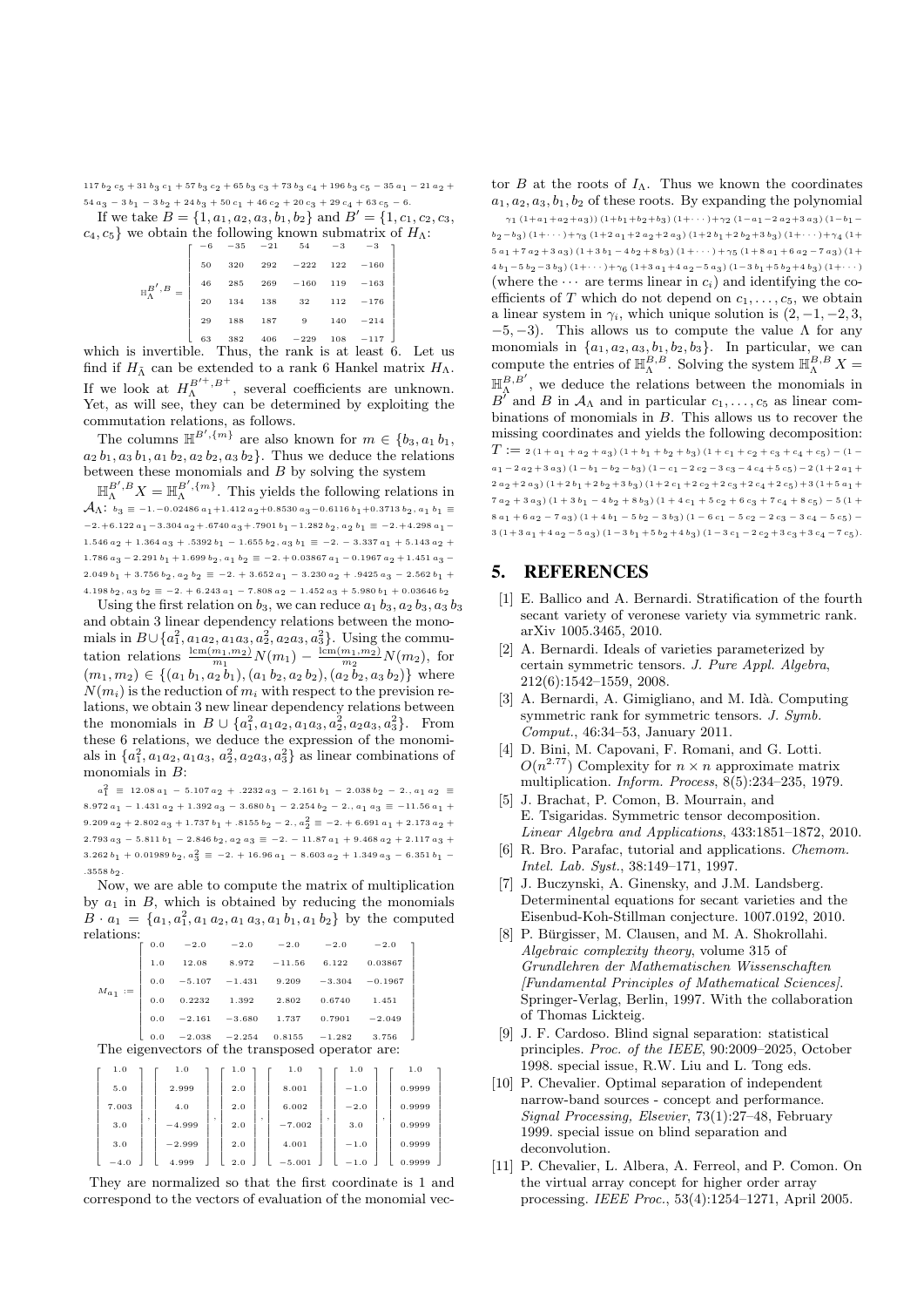$117\, b_2\, c_5 + 31\, b_3\, c_1 + 57\, b_3\, c_2 + 65\, b_3\, c_3 + 73\, b_3\, c_4 + 196\, b_3\, c_5 - 35\, a_1 - 21\, a_2 + 54\, a_3 - 3\, b_1 - 3\, b_2 + 24\, b_3 + 50\, c_1 + 46\, c_2 + 20\, c_3 + 29\, c_4 + 63\, c_5 - 6.$

If we take $B = \{1, a_1, a_2, a_3, b_1, b_2\}$ and $B' = \{1, c_1, c_2, c_3, c_4, c_5\}$ we obtain the following known submatrix of $H_\Lambda$:

$$\mathbb{H}_\Lambda^{B',B} = \begin{bmatrix} -6 & -35 & -21 & 54 & -3 & -3 \\ 50 & 320 & 292 & -222 & 122 & -160 \\ 46 & 285 & 269 & -160 & 119 & -163 \\ 20 & 134 & 138 & 32 & 112 & -176 \\ 29 & 188 & 187 & 9 & 140 & -214 \\ 63 & 382 & 406 & -229 & 108 & -117 \end{bmatrix}$$

which is invertible. Thus, the rank is at least 6. Let us find if $H_{\tilde{\Lambda}}$ can be extended to a rank 6 Hankel matrix $H_\Lambda$. If we look at $H_\Lambda^{B'^+,B^+}$, several coefficients are unknown. Yet, as will see, they can be determined by exploiting the commutation relations, as follows.

The columns $\mathbb{H}^{B',\{m\}}$ are also known for $m \in \{b_3, a_1 b_1, a_2 b_1, a_3 b_1, a_1 b_2, a_2 b_2, a_3 b_2\}$. Thus we deduce the relations between these monomials and $B$ by solving the system $\mathbb{H}_\Lambda^{B',B} X = \mathbb{H}_\Lambda^{B',\{m\}}$. This yields the following relations in $\mathcal{A}_\Lambda$: $b_3 \equiv -1. -0.02486\, a_1 + 1.412\, a_2 + 0.8530\, a_3 - 0.6116\, b_1 + 0.3713\, b_2$, $a_1\, b_1 \equiv -2. + 6.122\, a_1 - 3.304\, a_2 + .6740\, a_3 + .7901\, b_1 - 1.282\, b_2$, $a_2\, b_1 \equiv -2. + 4.298\, a_1 - 1.546\, a_2 + 1.364\, a_3 + .5392\, b_1 - 1.655\, b_2$, $a_3\, b_1 \equiv -2. - 3.337\, a_1 + 5.143\, a_2 + 1.786\, a_3 - 2.291\, b_1 + 1.699\, b_2$, $a_1\, b_2 \equiv -2. + 0.03867\, a_1 - 0.1967\, a_2 + 1.451\, a_3 - 2.049\, b_1 + 3.756\, b_2$, $a_2\, b_2 \equiv -2. + 3.652\, a_1 - 3.230\, a_2 + .9425\, a_3 - 2.562\, b_1 + 4.198\, b_2$, $a_3\, b_2 \equiv -2. + 6.243\, a_1 - 7.808\, a_2 - 1.452\, a_3 + 5.980\, b_1 + 0.03646\, b_2$

Using the first relation on $b_3$, we can reduce $a_1\, b_3, a_2\, b_3, a_3\, b_3$ and obtain 3 linear dependency relations between the monomials in $B \cup \{a_1^2, a_1 a_2, a_1 a_3, a_2^2, a_2 a_3, a_3^2\}$. Using the commutation relations $\frac{\mathrm{lcm}(m_1,m_2)}{m_1} N(m_1) - \frac{\mathrm{lcm}(m_1,m_2)}{m_2} N(m_2)$, for $(m_1, m_2) \in \{(a_1\, b_1, a_2\, b_1), (a_1\, b_2, a_2\, b_2), (a_2\, b_2, a_3\, b_2)\}$ where $N(m_i)$ is the reduction of $m_i$ with respect to the prevision relations, we obtain 3 new linear dependency relations between the monomials in $B \cup \{a_1^2, a_1 a_2, a_1 a_3, a_2^2, a_2 a_3, a_3^2\}$. From these 6 relations, we deduce the expression of the monomials in $\{a_1^2, a_1 a_2, a_1 a_3, a_2^2, a_2 a_3, a_3^2\}$ as linear combinations of monomials in $B$:

$a_1^2 \equiv 12.08\, a_1 - 5.107\, a_2 + .2232\, a_3 - 2.161\, b_1 - 2.038\, b_2 - 2.$, $a_1\, a_2 \equiv 8.972\, a_1 - 1.431\, a_2 + 1.392\, a_3 - 3.680\, b_1 - 2.254\, b_2 - 2.$, $a_1\, a_3 \equiv -11.56\, a_1 + 9.209\, a_2 + 2.802\, a_3 + 1.737\, b_1 + .8155\, b_2 - 2.$, $a_2^2 \equiv -2. + 6.691\, a_1 + 2.173\, a_2 + 2.793\, a_3 - 5.811\, b_1 - 2.846\, b_2$, $a_2\, a_3 \equiv -2. - 11.87\, a_1 + 9.468\, a_2 + 2.117\, a_3 + 3.262\, b_1 + 0.01989\, b_2$, $a_3^2 \equiv -2. + 16.96\, a_1 - 8.603\, a_2 + 1.349\, a_3 - 6.351\, b_1 - .3558\, b_2$.

Now, we are able to compute the matrix of multiplication by $a_1$ in $B$, which is obtained by reducing the monomials $B \cdot a_1 = \{a_1, a_1^2, a_1\, a_2, a_1\, a_3, a_1\, b_1, a_1\, b_2\}$ by the computed relations:

$$M_{a_1} := \begin{bmatrix} 0.0 & -2.0 & -2.0 & -2.0 & -2.0 & -2.0 \\ 1.0 & 12.08 & 8.972 & -11.56 & 6.122 & 0.03867 \\ 0.0 & -5.107 & -1.431 & 9.209 & -3.304 & -0.1967 \\ 0.0 & 0.2232 & 1.392 & 2.802 & 0.6740 & 1.451 \\ 0.0 & -2.161 & -3.680 & 1.737 & 0.7901 & -2.049 \\ 0.0 & -2.038 & -2.254 & 0.8155 & -1.282 & 3.756 \end{bmatrix}$$

The eigenvectors of the transposed operator are:

$$\begin{bmatrix} 1.0 \\ 5.0 \\ 7.003 \\ 3.0 \\ 3.0 \\ -4.0 \end{bmatrix}, \begin{bmatrix} 1.0 \\ 2.999 \\ 4.0 \\ -4.999 \\ -2.999 \\ 4.999 \end{bmatrix}, \begin{bmatrix} 1.0 \\ 2.0 \\ 2.0 \\ 2.0 \\ 2.0 \\ 2.0 \end{bmatrix}, \begin{bmatrix} 1.0 \\ 8.001 \\ 6.002 \\ -7.002 \\ 4.001 \\ -5.001 \end{bmatrix}, \begin{bmatrix} 1.0 \\ -1.0 \\ -2.0 \\ 3.0 \\ -1.0 \\ -1.0 \end{bmatrix}, \begin{bmatrix} 1.0 \\ 0.9999 \\ 0.9999 \\ 0.9999 \\ 0.9999 \\ 0.9999 \end{bmatrix}$$

They are normalized so that the first coordinate is 1 and correspond to the vectors of evaluation of the monomial vector $B$ at the roots of $I_\Lambda$. Thus we known the coordinates $a_1, a_2, a_3, b_1, b_2$ of these roots. By expanding the polynomial

$\gamma_1\, (1 + a_1 + a_2 + a_3))\, (1 + b_1 + b_2 + b_3)\, (1 + \cdots) + \gamma_2\, (1 - a_1 - 2\, a_2 + 3\, a_3)\, (1 - b_1 - b_2 - b_3)\, (1 + \cdots) + \gamma_3\, (1 + 2\, a_1 + 2\, a_2 + 2\, a_3)\, (1 + 2\, b_1 + 2\, b_2 + 3\, b_3)\, (1 + \cdots) + \gamma_4\, (1 + 5\, a_1 + 7\, a_2 + 3\, a_3)\, (1 + 3\, b_1 - 4\, b_2 + 8\, b_3)\, (1 + \cdots) + \gamma_5\, (1 + 8\, a_1 + 6\, a_2 - 7\, a_3)\, (1 + 4\, b_1 - 5\, b_2 - 3\, b_3)\, (1 + \cdots) + \gamma_6\, (1 + 3\, a_1 + 4\, a_2 - 5\, a_3)\, (1 - 3\, b_1 + 5\, b_2 + 4\, b_3)\, (1 + \cdots)$

(where the $\cdots$ are terms linear in $c_i$) and identifying the coefficients of $T$ which do not depend on $c_1, \ldots, c_5$, we obtain a linear system in $\gamma_i$, which unique solution is $(2, -1, -2, 3, -5, -3)$. This allows us to compute the value $\Lambda$ for any monomials in $\{a_1, a_2, a_3, b_1, b_2, b_3\}$. In particular, we can compute the entries of $\mathbb{H}_\Lambda^{B,B}$. Solving the system $\mathbb{H}_\Lambda^{B,B} X = \mathbb{H}_\Lambda^{B,B'}$, we deduce the relations between the monomials in $B'$ and $B$ in $\mathcal{A}_\Lambda$ and in particular $c_1, \ldots, c_5$ as linear combinations of monomials in $B$. This allows us to recover the missing coordinates and yields the following decomposition:

$T := 2\,(1 + a_1 + a_2 + a_3)\,(1 + b_1 + b_2 + b_3)\,(1 + c_1 + c_2 + c_3 + c_4 + c_5) - (1 - a_1 - 2\, a_2 + 3\, a_3)\,(1 - b_1 - b_2 - b_3)\,(1 - c_1 - 2\, c_2 - 3\, c_3 - 4\, c_4 + 5\, c_5) - 2\,(1 + 2\, a_1 + 2\, a_2 + 2\, a_3)\,(1 + 2\, b_1 + 2\, b_2 + 3\, b_3)\,(1 + 2\, c_1 + 2\, c_2 + 2\, c_3 + 2\, c_4 + 2\, c_5) + 3\,(1 + 5\, a_1 + 7\, a_2 + 3\, a_3)\,(1 + 3\, b_1 - 4\, b_2 + 8\, b_3)\,(1 + 4\, c_1 + 5\, c_2 + 6\, c_3 + 7\, c_4 + 8\, c_5) - 5\,(1 + 8\, a_1 + 6\, a_2 - 7\, a_3)\,(1 + 4\, b_1 - 5\, b_2 - 3\, b_3)\,(1 - 6\, c_1 - 5\, c_2 - 2\, c_3 - 3\, c_4 - 5\, c_5) - 3\,(1 + 3\, a_1 + 4\, a_2 - 5\, a_3)\,(1 - 3\, b_1 + 5\, b_2 + 4\, b_3)\,(1 - 3\, c_1 - 2\, c_2 + 3\, c_3 + 3\, c_4 - 7\, c_5)$.

## 5. REFERENCES

[1] E. Ballico and A. Bernardi. Stratification of the fourth secant variety of veronese variety via symmetric rank. arXiv 1005.3465, 2010.

[2] A. Bernardi. Ideals of varieties parameterized by certain symmetric tensors. *J. Pure Appl. Algebra*, 212(6):1542–1559, 2008.

[3] A. Bernardi, A. Gimigliano, and M. Idà. Computing symmetric rank for symmetric tensors. *J. Symb. Comput.*, 46:34–53, January 2011.

[4] D. Bini, M. Capovani, F. Romani, and G. Lotti. $O(n^{2.77})$ Complexity for $n \times n$ approximate matrix multiplication. *Inform. Process*, 8(5):234–235, 1979.

[5] J. Brachat, P. Comon, B. Mourrain, and E. Tsigaridas. Symmetric tensor decomposition. *Linear Algebra and Applications*, 433:1851–1872, 2010.

[6] R. Bro. Parafac, tutorial and applications. *Chemom. Intel. Lab. Syst.*, 38:149–171, 1997.

[7] J. Buczynski, A. Ginensky, and J.M. Landsberg. Determinental equations for secant varieties and the Eisenbud-Koh-Stillman conjecture. 1007.0192, 2010.

[8] P. Bürgisser, M. Clausen, and M. A. Shokrollahi. *Algebraic complexity theory*, volume 315 of *Grundlehren der Mathematischen Wissenschaften [Fundamental Principles of Mathematical Sciences]*. Springer-Verlag, Berlin, 1997. With the collaboration of Thomas Lickteig.

[9] J. F. Cardoso. Blind signal separation: statistical principles. *Proc. of the IEEE*, 90:2009–2025, October 1998. special issue, R.W. Liu and L. Tong eds.

[10] P. Chevalier. Optimal separation of independent narrow-band sources - concept and performance. *Signal Processing, Elsevier*, 73(1):27–48, February 1999. special issue on blind separation and deconvolution.

[11] P. Chevalier, L. Albera, A. Ferreol, and P. Comon. On the virtual array concept for higher order array processing. *IEEE Proc.*, 53(4):1254–1271, April 2005.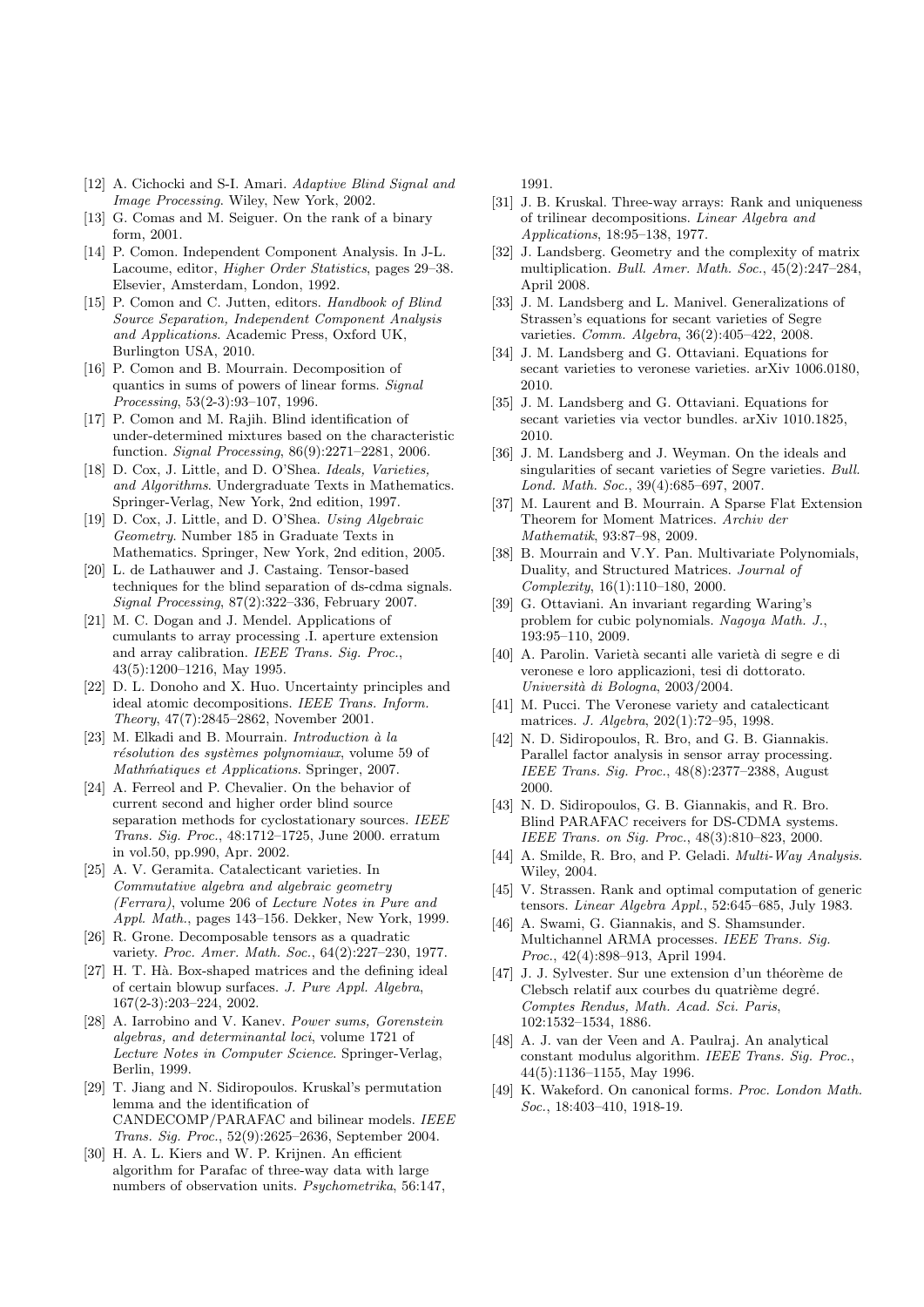[12] A. Cichocki and S-I. Amari. *Adaptive Blind Signal and Image Processing*. Wiley, New York, 2002.

[13] G. Comas and M. Seiguer. On the rank of a binary form, 2001.

[14] P. Comon. Independent Component Analysis. In J-L. Lacoume, editor, *Higher Order Statistics*, pages 29–38. Elsevier, Amsterdam, London, 1992.

[15] P. Comon and C. Jutten, editors. *Handbook of Blind Source Separation, Independent Component Analysis and Applications*. Academic Press, Oxford UK, Burlington USA, 2010.

[16] P. Comon and B. Mourrain. Decomposition of quantics in sums of powers of linear forms. *Signal Processing*, 53(2-3):93–107, 1996.

[17] P. Comon and M. Rajih. Blind identification of under-determined mixtures based on the characteristic function. *Signal Processing*, 86(9):2271–2281, 2006.

[18] D. Cox, J. Little, and D. O'Shea. *Ideals, Varieties, and Algorithms*. Undergraduate Texts in Mathematics. Springer-Verlag, New York, 2nd edition, 1997.

[19] D. Cox, J. Little, and D. O'Shea. *Using Algebraic Geometry*. Number 185 in Graduate Texts in Mathematics. Springer, New York, 2nd edition, 2005.

[20] L. de Lathauwer and J. Castaing. Tensor-based techniques for the blind separation of ds-cdma signals. *Signal Processing*, 87(2):322–336, February 2007.

[21] M. C. Dogan and J. Mendel. Applications of cumulants to array processing .I. aperture extension and array calibration. *IEEE Trans. Sig. Proc.*, 43(5):1200–1216, May 1995.

[22] D. L. Donoho and X. Huo. Uncertainty principles and ideal atomic decompositions. *IEEE Trans. Inform. Theory*, 47(7):2845–2862, November 2001.

[23] M. Elkadi and B. Mourrain. *Introduction à la résolution des systèmes polynomiaux*, volume 59 of *Mathḿatiques et Applications*. Springer, 2007.

[24] A. Ferreol and P. Chevalier. On the behavior of current second and higher order blind source separation methods for cyclostationary sources. *IEEE Trans. Sig. Proc.*, 48:1712–1725, June 2000. erratum in vol.50, pp.990, Apr. 2002.

[25] A. V. Geramita. Catalecticant varieties. In *Commutative algebra and algebraic geometry (Ferrara)*, volume 206 of *Lecture Notes in Pure and Appl. Math.*, pages 143–156. Dekker, New York, 1999.

[26] R. Grone. Decomposable tensors as a quadratic variety. *Proc. Amer. Math. Soc.*, 64(2):227–230, 1977.

[27] H. T. Hà. Box-shaped matrices and the defining ideal of certain blowup surfaces. *J. Pure Appl. Algebra*, 167(2-3):203–224, 2002.

[28] A. Iarrobino and V. Kanev. *Power sums, Gorenstein algebras, and determinantal loci*, volume 1721 of *Lecture Notes in Computer Science*. Springer-Verlag, Berlin, 1999.

[29] T. Jiang and N. Sidiropoulos. Kruskal's permutation lemma and the identification of CANDECOMP/PARAFAC and bilinear models. *IEEE Trans. Sig. Proc.*, 52(9):2625–2636, September 2004.

[30] H. A. L. Kiers and W. P. Krijnen. An efficient algorithm for Parafac of three-way data with large numbers of observation units. *Psychometrika*, 56:147, 1991.

[31] J. B. Kruskal. Three-way arrays: Rank and uniqueness of trilinear decompositions. *Linear Algebra and Applications*, 18:95–138, 1977.

[32] J. Landsberg. Geometry and the complexity of matrix multiplication. *Bull. Amer. Math. Soc.*, 45(2):247–284, April 2008.

[33] J. M. Landsberg and L. Manivel. Generalizations of Strassen's equations for secant varieties of Segre varieties. *Comm. Algebra*, 36(2):405–422, 2008.

[34] J. M. Landsberg and G. Ottaviani. Equations for secant varieties to veronese varieties. arXiv 1006.0180, 2010.

[35] J. M. Landsberg and G. Ottaviani. Equations for secant varieties via vector bundles. arXiv 1010.1825, 2010.

[36] J. M. Landsberg and J. Weyman. On the ideals and singularities of secant varieties of Segre varieties. *Bull. Lond. Math. Soc.*, 39(4):685–697, 2007.

[37] M. Laurent and B. Mourrain. A Sparse Flat Extension Theorem for Moment Matrices. *Archiv der Mathematik*, 93:87–98, 2009.

[38] B. Mourrain and V.Y. Pan. Multivariate Polynomials, Duality, and Structured Matrices. *Journal of Complexity*, 16(1):110–180, 2000.

[39] G. Ottaviani. An invariant regarding Waring's problem for cubic polynomials. *Nagoya Math. J.*, 193:95–110, 2009.

[40] A. Parolin. Varietà secanti alle varietà di segre e di veronese e loro applicazioni, tesi di dottorato. *Università di Bologna*, 2003/2004.

[41] M. Pucci. The Veronese variety and catalecticant matrices. *J. Algebra*, 202(1):72–95, 1998.

[42] N. D. Sidiropoulos, R. Bro, and G. B. Giannakis. Parallel factor analysis in sensor array processing. *IEEE Trans. Sig. Proc.*, 48(8):2377–2388, August 2000.

[43] N. D. Sidiropoulos, G. B. Giannakis, and R. Bro. Blind PARAFAC receivers for DS-CDMA systems. *IEEE Trans. on Sig. Proc.*, 48(3):810–823, 2000.

[44] A. Smilde, R. Bro, and P. Geladi. *Multi-Way Analysis*. Wiley, 2004.

[45] V. Strassen. Rank and optimal computation of generic tensors. *Linear Algebra Appl.*, 52:645–685, July 1983.

[46] A. Swami, G. Giannakis, and S. Shamsunder. Multichannel ARMA processes. *IEEE Trans. Sig. Proc.*, 42(4):898–913, April 1994.

[47] J. J. Sylvester. Sur une extension d'un théorème de Clebsch relatif aux courbes du quatrième degré. *Comptes Rendus, Math. Acad. Sci. Paris*, 102:1532–1534, 1886.

[48] A. J. van der Veen and A. Paulraj. An analytical constant modulus algorithm. *IEEE Trans. Sig. Proc.*, 44(5):1136–1155, May 1996.

[49] K. Wakeford. On canonical forms. *Proc. London Math. Soc.*, 18:403–410, 1918-19.